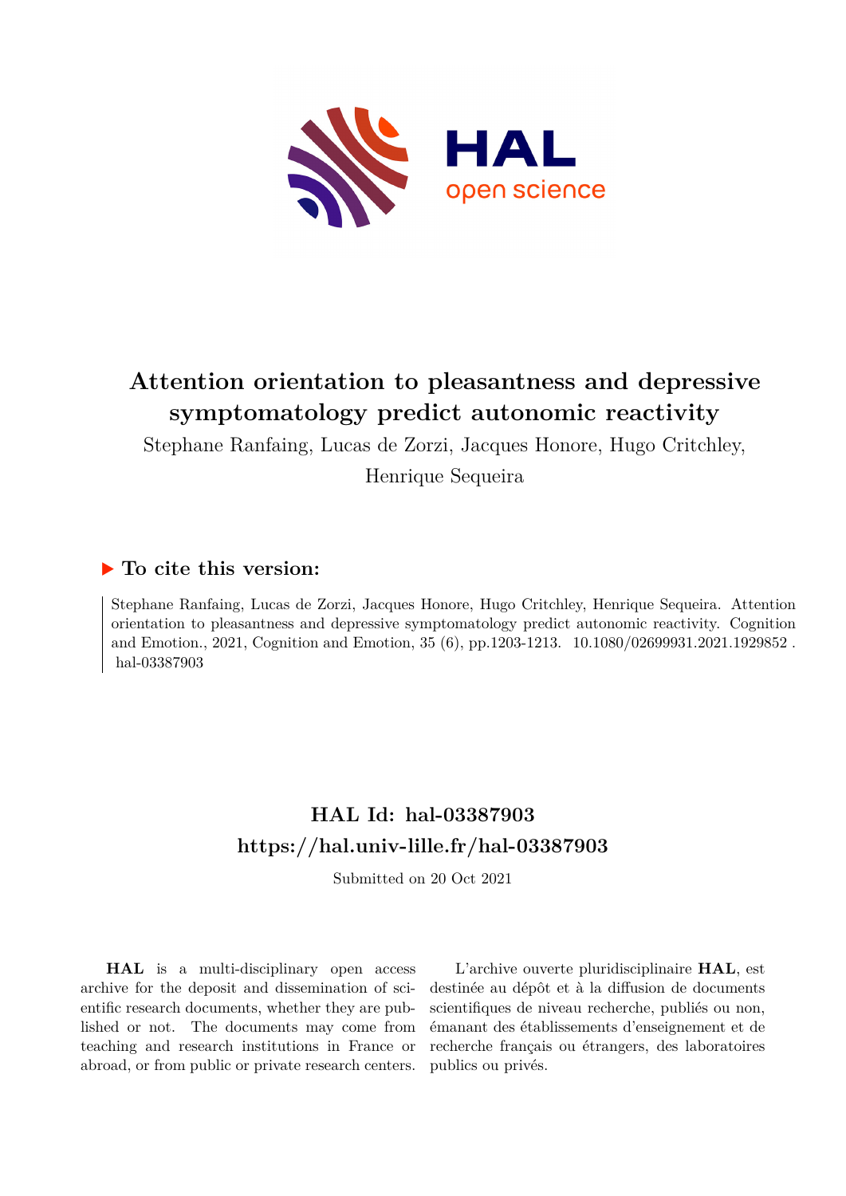# Attention orientation to pleasantness and depressive symptomatology predict autonomic reactivity

Stephane Ranfaing, Lucas de Zorzi, Jacques Honore, Hugo Critchley, Henrique Sequeira

## ▶ To cite this version:

Stephane Ranfaing, Lucas de Zorzi, Jacques Honore, Hugo Critchley, Henrique Sequeira. Attention orientation to pleasantness and depressive symptomatology predict autonomic reactivity. Cognition and Emotion., 2021, Cognition and Emotion, 35 (6), pp.1203-1213. 10.1080/02699931.2021.1929852. hal-03387903

## HAL Id: hal-03387903
## https://hal.univ-lille.fr/hal-03387903

Submitted on 20 Oct 2021

**HAL** is a multi-disciplinary open access archive for the deposit and dissemination of scientific research documents, whether they are published or not. The documents may come from teaching and research institutions in France or abroad, or from public or private research centers.

L'archive ouverte pluridisciplinaire **HAL**, est destinée au dépôt et à la diffusion de documents scientifiques de niveau recherche, publiés ou non, émanant des établissements d'enseignement et de recherche français ou étrangers, des laboratoires publics ou privés.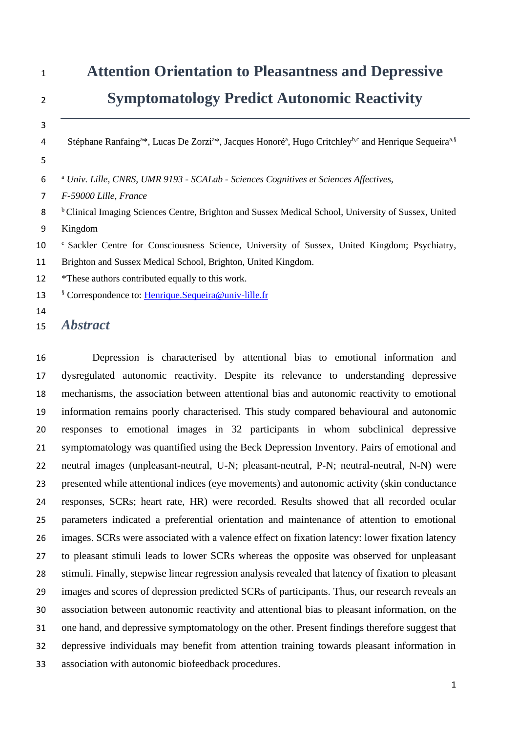# Attention Orientation to Pleasantness and Depressive Symptomatology Predict Autonomic Reactivity

Stéphane Ranfaing[a]*, Lucas De Zorzi[a]*, Jacques Honoré[a], Hugo Critchley[b,c] and Henrique Sequeira[a,§]

[a] *Univ. Lille, CNRS, UMR 9193 - SCALab - Sciences Cognitives et Sciences Affectives, F-59000 Lille, France*

[b] Clinical Imaging Sciences Centre, Brighton and Sussex Medical School, University of Sussex, United Kingdom

[c] Sackler Centre for Consciousness Science, University of Sussex, United Kingdom; Psychiatry, Brighton and Sussex Medical School, Brighton, United Kingdom.

*These authors contributed equally to this work.

[§] Correspondence to: Henrique.Sequeira@univ-lille.fr

## *Abstract*

Depression is characterised by attentional bias to emotional information and dysregulated autonomic reactivity. Despite its relevance to understanding depressive mechanisms, the association between attentional bias and autonomic reactivity to emotional information remains poorly characterised. This study compared behavioural and autonomic responses to emotional images in 32 participants in whom subclinical depressive symptomatology was quantified using the Beck Depression Inventory. Pairs of emotional and neutral images (unpleasant-neutral, U-N; pleasant-neutral, P-N; neutral-neutral, N-N) were presented while attentional indices (eye movements) and autonomic activity (skin conductance responses, SCRs; heart rate, HR) were recorded. Results showed that all recorded ocular parameters indicated a preferential orientation and maintenance of attention to emotional images. SCRs were associated with a valence effect on fixation latency: lower fixation latency to pleasant stimuli leads to lower SCRs whereas the opposite was observed for unpleasant stimuli. Finally, stepwise linear regression analysis revealed that latency of fixation to pleasant images and scores of depression predicted SCRs of participants. Thus, our research reveals an association between autonomic reactivity and attentional bias to pleasant information, on the one hand, and depressive symptomatology on the other. Present findings therefore suggest that depressive individuals may benefit from attention training towards pleasant information in association with autonomic biofeedback procedures.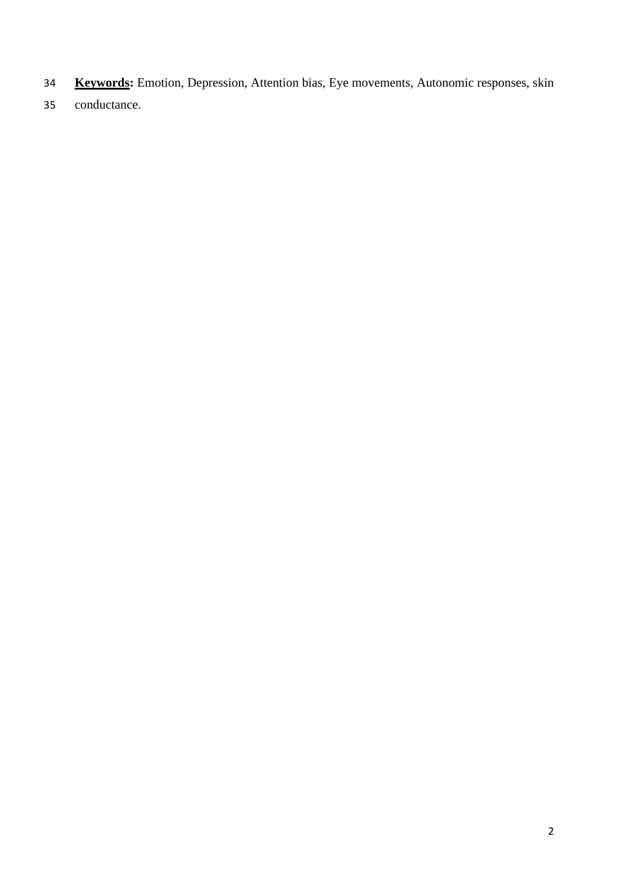**Keywords:** Emotion, Depression, Attention bias, Eye movements, Autonomic responses, skin conductance.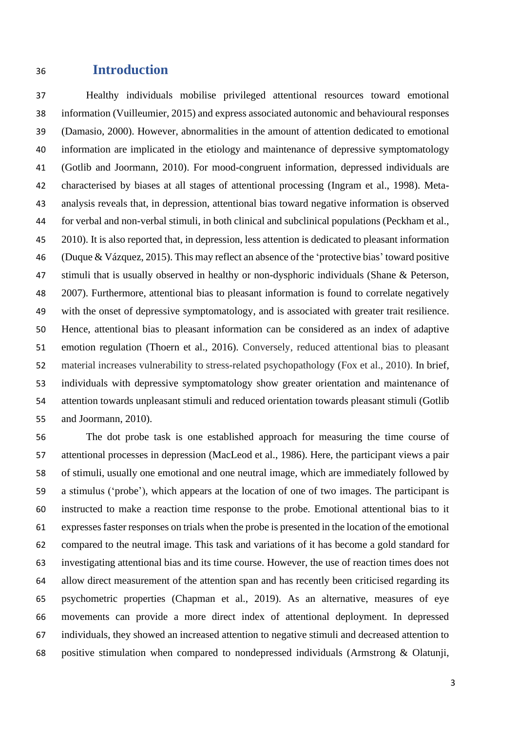# Introduction

Healthy individuals mobilise privileged attentional resources toward emotional information (Vuilleumier, 2015) and express associated autonomic and behavioural responses (Damasio, 2000). However, abnormalities in the amount of attention dedicated to emotional information are implicated in the etiology and maintenance of depressive symptomatology (Gotlib and Joormann, 2010). For mood-congruent information, depressed individuals are characterised by biases at all stages of attentional processing (Ingram et al., 1998). Meta-analysis reveals that, in depression, attentional bias toward negative information is observed for verbal and non-verbal stimuli, in both clinical and subclinical populations (Peckham et al., 2010). It is also reported that, in depression, less attention is dedicated to pleasant information (Duque & Vázquez, 2015). This may reflect an absence of the 'protective bias' toward positive stimuli that is usually observed in healthy or non-dysphoric individuals (Shane & Peterson, 2007). Furthermore, attentional bias to pleasant information is found to correlate negatively with the onset of depressive symptomatology, and is associated with greater trait resilience. Hence, attentional bias to pleasant information can be considered as an index of adaptive emotion regulation (Thoern et al., 2016). Conversely, reduced attentional bias to pleasant material increases vulnerability to stress-related psychopathology (Fox et al., 2010). In brief, individuals with depressive symptomatology show greater orientation and maintenance of attention towards unpleasant stimuli and reduced orientation towards pleasant stimuli (Gotlib and Joormann, 2010).

The dot probe task is one established approach for measuring the time course of attentional processes in depression (MacLeod et al., 1986). Here, the participant views a pair of stimuli, usually one emotional and one neutral image, which are immediately followed by a stimulus ('probe'), which appears at the location of one of two images. The participant is instructed to make a reaction time response to the probe. Emotional attentional bias to it expresses faster responses on trials when the probe is presented in the location of the emotional compared to the neutral image. This task and variations of it has become a gold standard for investigating attentional bias and its time course. However, the use of reaction times does not allow direct measurement of the attention span and has recently been criticised regarding its psychometric properties (Chapman et al., 2019). As an alternative, measures of eye movements can provide a more direct index of attentional deployment. In depressed individuals, they showed an increased attention to negative stimuli and decreased attention to positive stimulation when compared to nondepressed individuals (Armstrong & Olatunji,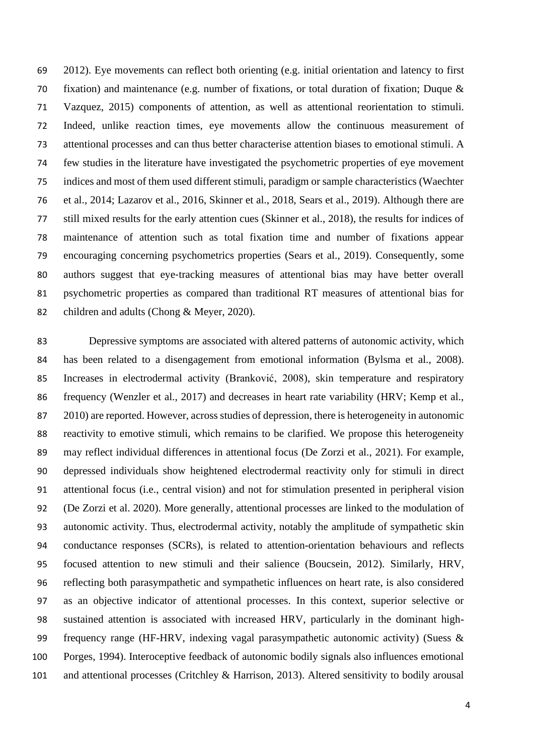2012). Eye movements can reflect both orienting (e.g. initial orientation and latency to first fixation) and maintenance (e.g. number of fixations, or total duration of fixation; Duque & Vazquez, 2015) components of attention, as well as attentional reorientation to stimuli. Indeed, unlike reaction times, eye movements allow the continuous measurement of attentional processes and can thus better characterise attention biases to emotional stimuli. A few studies in the literature have investigated the psychometric properties of eye movement indices and most of them used different stimuli, paradigm or sample characteristics (Waechter et al., 2014; Lazarov et al., 2016, Skinner et al., 2018, Sears et al., 2019). Although there are still mixed results for the early attention cues (Skinner et al., 2018), the results for indices of maintenance of attention such as total fixation time and number of fixations appear encouraging concerning psychometrics properties (Sears et al., 2019). Consequently, some authors suggest that eye-tracking measures of attentional bias may have better overall psychometric properties as compared than traditional RT measures of attentional bias for children and adults (Chong & Meyer, 2020).

Depressive symptoms are associated with altered patterns of autonomic activity, which has been related to a disengagement from emotional information (Bylsma et al., 2008). Increases in electrodermal activity (Branković, 2008), skin temperature and respiratory frequency (Wenzler et al., 2017) and decreases in heart rate variability (HRV; Kemp et al., 2010) are reported. However, across studies of depression, there is heterogeneity in autonomic reactivity to emotive stimuli, which remains to be clarified. We propose this heterogeneity may reflect individual differences in attentional focus (De Zorzi et al., 2021). For example, depressed individuals show heightened electrodermal reactivity only for stimuli in direct attentional focus (i.e., central vision) and not for stimulation presented in peripheral vision (De Zorzi et al. 2020). More generally, attentional processes are linked to the modulation of autonomic activity. Thus, electrodermal activity, notably the amplitude of sympathetic skin conductance responses (SCRs), is related to attention-orientation behaviours and reflects focused attention to new stimuli and their salience (Boucsein, 2012). Similarly, HRV, reflecting both parasympathetic and sympathetic influences on heart rate, is also considered as an objective indicator of attentional processes. In this context, superior selective or sustained attention is associated with increased HRV, particularly in the dominant high-frequency range (HF-HRV, indexing vagal parasympathetic autonomic activity) (Suess & Porges, 1994). Interoceptive feedback of autonomic bodily signals also influences emotional and attentional processes (Critchley & Harrison, 2013). Altered sensitivity to bodily arousal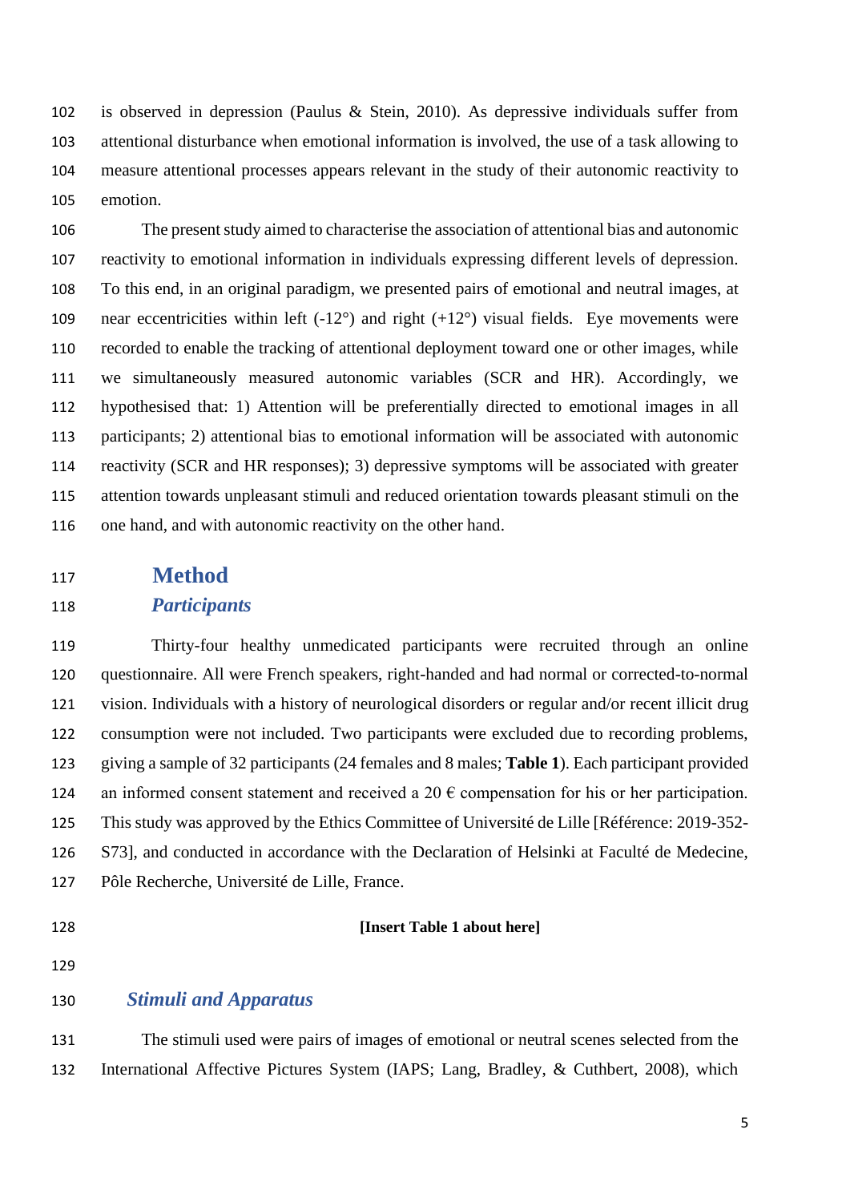is observed in depression (Paulus & Stein, 2010). As depressive individuals suffer from attentional disturbance when emotional information is involved, the use of a task allowing to measure attentional processes appears relevant in the study of their autonomic reactivity to emotion.

The present study aimed to characterise the association of attentional bias and autonomic reactivity to emotional information in individuals expressing different levels of depression. To this end, in an original paradigm, we presented pairs of emotional and neutral images, at near eccentricities within left (-12°) and right (+12°) visual fields. Eye movements were recorded to enable the tracking of attentional deployment toward one or other images, while we simultaneously measured autonomic variables (SCR and HR). Accordingly, we hypothesised that: 1) Attention will be preferentially directed to emotional images in all participants; 2) attentional bias to emotional information will be associated with autonomic reactivity (SCR and HR responses); 3) depressive symptoms will be associated with greater attention towards unpleasant stimuli and reduced orientation towards pleasant stimuli on the one hand, and with autonomic reactivity on the other hand.

# Method

## *Participants*

Thirty-four healthy unmedicated participants were recruited through an online questionnaire. All were French speakers, right-handed and had normal or corrected-to-normal vision. Individuals with a history of neurological disorders or regular and/or recent illicit drug consumption were not included. Two participants were excluded due to recording problems, giving a sample of 32 participants (24 females and 8 males; **Table 1**). Each participant provided an informed consent statement and received a 20 € compensation for his or her participation. This study was approved by the Ethics Committee of Université de Lille [Référence: 2019-352-S73], and conducted in accordance with the Declaration of Helsinki at Faculté de Medecine, Pôle Recherche, Université de Lille, France.

**[Insert Table 1 about here]**

## *Stimuli and Apparatus*

The stimuli used were pairs of images of emotional or neutral scenes selected from the International Affective Pictures System (IAPS; Lang, Bradley, & Cuthbert, 2008), which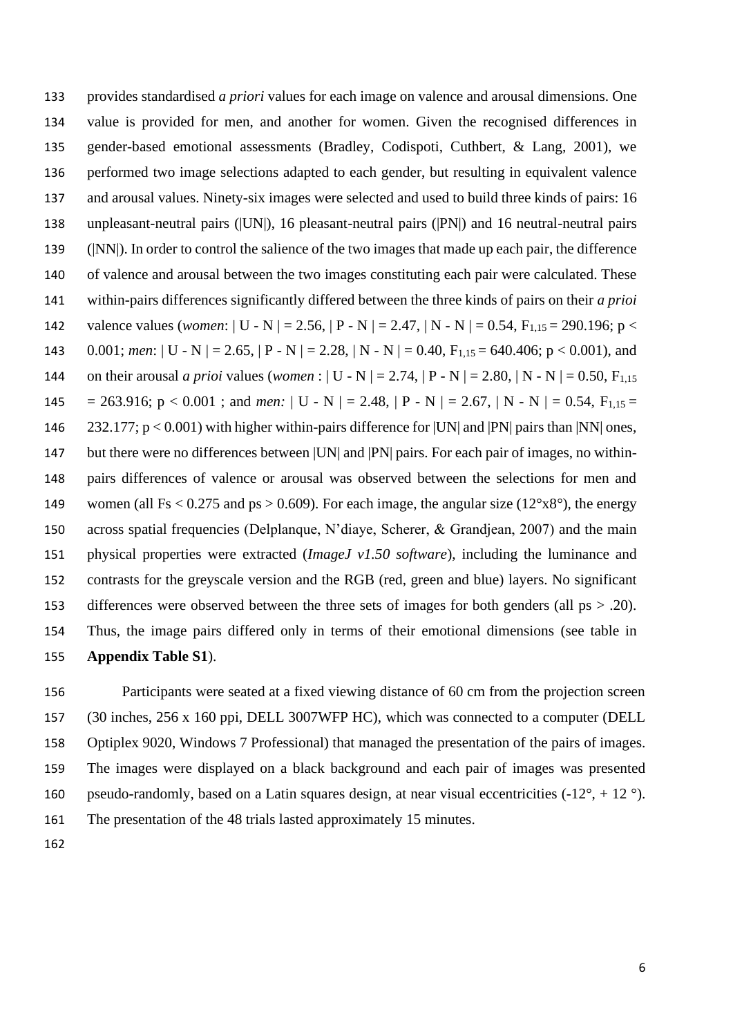provides standardised *a priori* values for each image on valence and arousal dimensions. One value is provided for men, and another for women. Given the recognised differences in gender-based emotional assessments (Bradley, Codispoti, Cuthbert, & Lang, 2001), we performed two image selections adapted to each gender, but resulting in equivalent valence and arousal values. Ninety-six images were selected and used to build three kinds of pairs: 16 unpleasant-neutral pairs (|UN|), 16 pleasant-neutral pairs (|PN|) and 16 neutral-neutral pairs (|NN|). In order to control the salience of the two images that made up each pair, the difference of valence and arousal between the two images constituting each pair were calculated. These within-pairs differences significantly differed between the three kinds of pairs on their *a prioi* valence values (*women*: | U - N | = 2.56, | P - N | = 2.47, | N - N | = 0.54, $F_{1,15} = 290.196$; $p < 0.001$; *men*: | U - N | = 2.65, | P - N | = 2.28, | N - N | = 0.40, $F_{1,15} = 640.406$; $p < 0.001$), and on their arousal *a prioi* values (*women* : | U - N | = 2.74, | P - N | = 2.80, | N - N | = 0.50, $F_{1,15} = 263.916$; $p < 0.001$ ; and *men:* | U - N | = 2.48, | P - N | = 2.67, | N - N | = 0.54, $F_{1,15} = 232.177$; $p < 0.001$) with higher within-pairs difference for |UN| and |PN| pairs than |NN| ones, but there were no differences between |UN| and |PN| pairs. For each pair of images, no within-pairs differences of valence or arousal was observed between the selections for men and women (all Fs < 0.275 and ps > 0.609). For each image, the angular size (12°x8°), the energy across spatial frequencies (Delplanque, N'diaye, Scherer, & Grandjean, 2007) and the main physical properties were extracted (*ImageJ v1.50 software*), including the luminance and contrasts for the greyscale version and the RGB (red, green and blue) layers. No significant differences were observed between the three sets of images for both genders (all ps > .20). Thus, the image pairs differed only in terms of their emotional dimensions (see table in **Appendix Table S1**).

Participants were seated at a fixed viewing distance of 60 cm from the projection screen (30 inches, 256 x 160 ppi, DELL 3007WFP HC), which was connected to a computer (DELL Optiplex 9020, Windows 7 Professional) that managed the presentation of the pairs of images. The images were displayed on a black background and each pair of images was presented pseudo-randomly, based on a Latin squares design, at near visual eccentricities (-12°, + 12 °). The presentation of the 48 trials lasted approximately 15 minutes.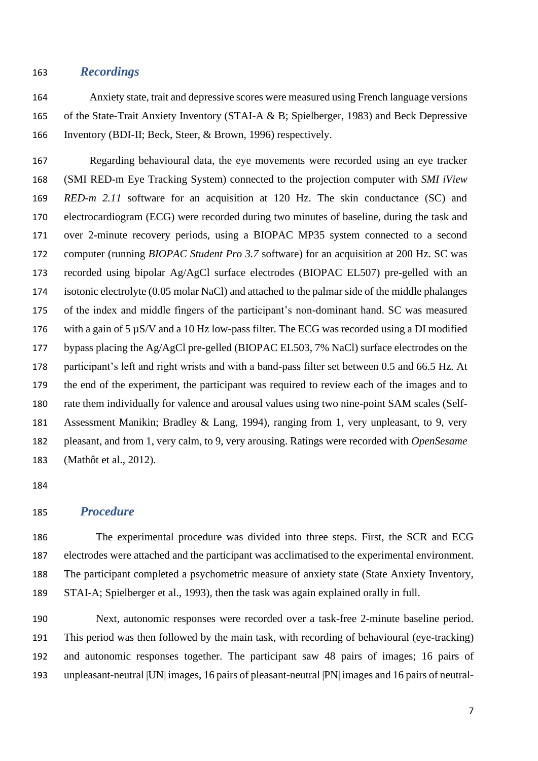## *Recordings*

Anxiety state, trait and depressive scores were measured using French language versions of the State-Trait Anxiety Inventory (STAI-A & B; Spielberger, 1983) and Beck Depressive Inventory (BDI-II; Beck, Steer, & Brown, 1996) respectively.

Regarding behavioural data, the eye movements were recorded using an eye tracker (SMI RED-m Eye Tracking System) connected to the projection computer with *SMI iView RED-m 2.11* software for an acquisition at 120 Hz. The skin conductance (SC) and electrocardiogram (ECG) were recorded during two minutes of baseline, during the task and over 2-minute recovery periods, using a BIOPAC MP35 system connected to a second computer (running *BIOPAC Student Pro 3.7* software) for an acquisition at 200 Hz. SC was recorded using bipolar Ag/AgCl surface electrodes (BIOPAC EL507) pre-gelled with an isotonic electrolyte (0.05 molar NaCl) and attached to the palmar side of the middle phalanges of the index and middle fingers of the participant's non-dominant hand. SC was measured with a gain of 5 µS/V and a 10 Hz low-pass filter. The ECG was recorded using a DI modified bypass placing the Ag/AgCl pre-gelled (BIOPAC EL503, 7% NaCl) surface electrodes on the participant's left and right wrists and with a band-pass filter set between 0.5 and 66.5 Hz. At the end of the experiment, the participant was required to review each of the images and to rate them individually for valence and arousal values using two nine-point SAM scales (Self-Assessment Manikin; Bradley & Lang, 1994), ranging from 1, very unpleasant, to 9, very pleasant, and from 1, very calm, to 9, very arousing. Ratings were recorded with *OpenSesame* (Mathôt et al., 2012).

## *Procedure*

The experimental procedure was divided into three steps. First, the SCR and ECG electrodes were attached and the participant was acclimatised to the experimental environment. The participant completed a psychometric measure of anxiety state (State Anxiety Inventory, STAI-A; Spielberger et al., 1993), then the task was again explained orally in full.

Next, autonomic responses were recorded over a task-free 2-minute baseline period. This period was then followed by the main task, with recording of behavioural (eye-tracking) and autonomic responses together. The participant saw 48 pairs of images; 16 pairs of unpleasant-neutral |UN| images, 16 pairs of pleasant-neutral |PN| images and 16 pairs of neutral-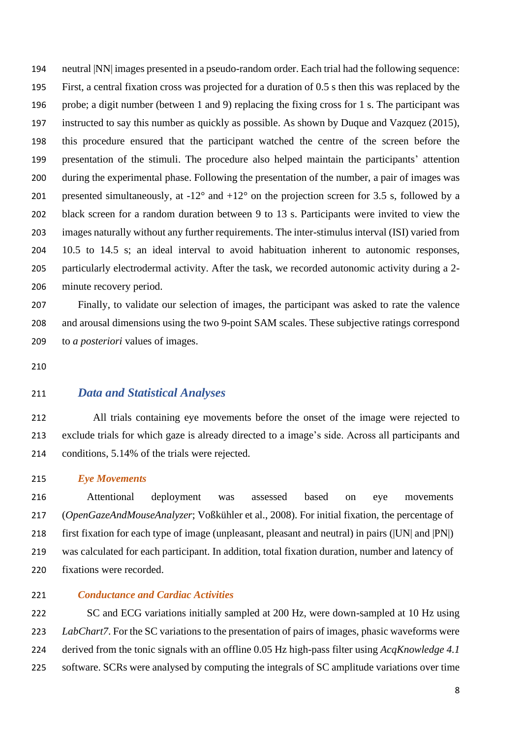neutral |NN| images presented in a pseudo-random order. Each trial had the following sequence: First, a central fixation cross was projected for a duration of 0.5 s then this was replaced by the probe; a digit number (between 1 and 9) replacing the fixing cross for 1 s. The participant was instructed to say this number as quickly as possible. As shown by Duque and Vazquez (2015), this procedure ensured that the participant watched the centre of the screen before the presentation of the stimuli. The procedure also helped maintain the participants' attention during the experimental phase. Following the presentation of the number, a pair of images was presented simultaneously, at -12° and +12° on the projection screen for 3.5 s, followed by a black screen for a random duration between 9 to 13 s. Participants were invited to view the images naturally without any further requirements. The inter-stimulus interval (ISI) varied from 10.5 to 14.5 s; an ideal interval to avoid habituation inherent to autonomic responses, particularly electrodermal activity. After the task, we recorded autonomic activity during a 2-minute recovery period.

Finally, to validate our selection of images, the participant was asked to rate the valence and arousal dimensions using the two 9-point SAM scales. These subjective ratings correspond to *a posteriori* values of images.

## *Data and Statistical Analyses*

All trials containing eye movements before the onset of the image were rejected to exclude trials for which gaze is already directed to a image's side. Across all participants and conditions, 5.14% of the trials were rejected.

### *Eye Movements*

Attentional deployment was assessed based on eye movements (*OpenGazeAndMouseAnalyzer*; Voßkühler et al., 2008). For initial fixation, the percentage of first fixation for each type of image (unpleasant, pleasant and neutral) in pairs (|UN| and |PN|) was calculated for each participant. In addition, total fixation duration, number and latency of fixations were recorded.

### *Conductance and Cardiac Activities*

SC and ECG variations initially sampled at 200 Hz, were down-sampled at 10 Hz using *LabChart7*. For the SC variations to the presentation of pairs of images, phasic waveforms were derived from the tonic signals with an offline 0.05 Hz high-pass filter using *AcqKnowledge 4.1* software. SCRs were analysed by computing the integrals of SC amplitude variations over time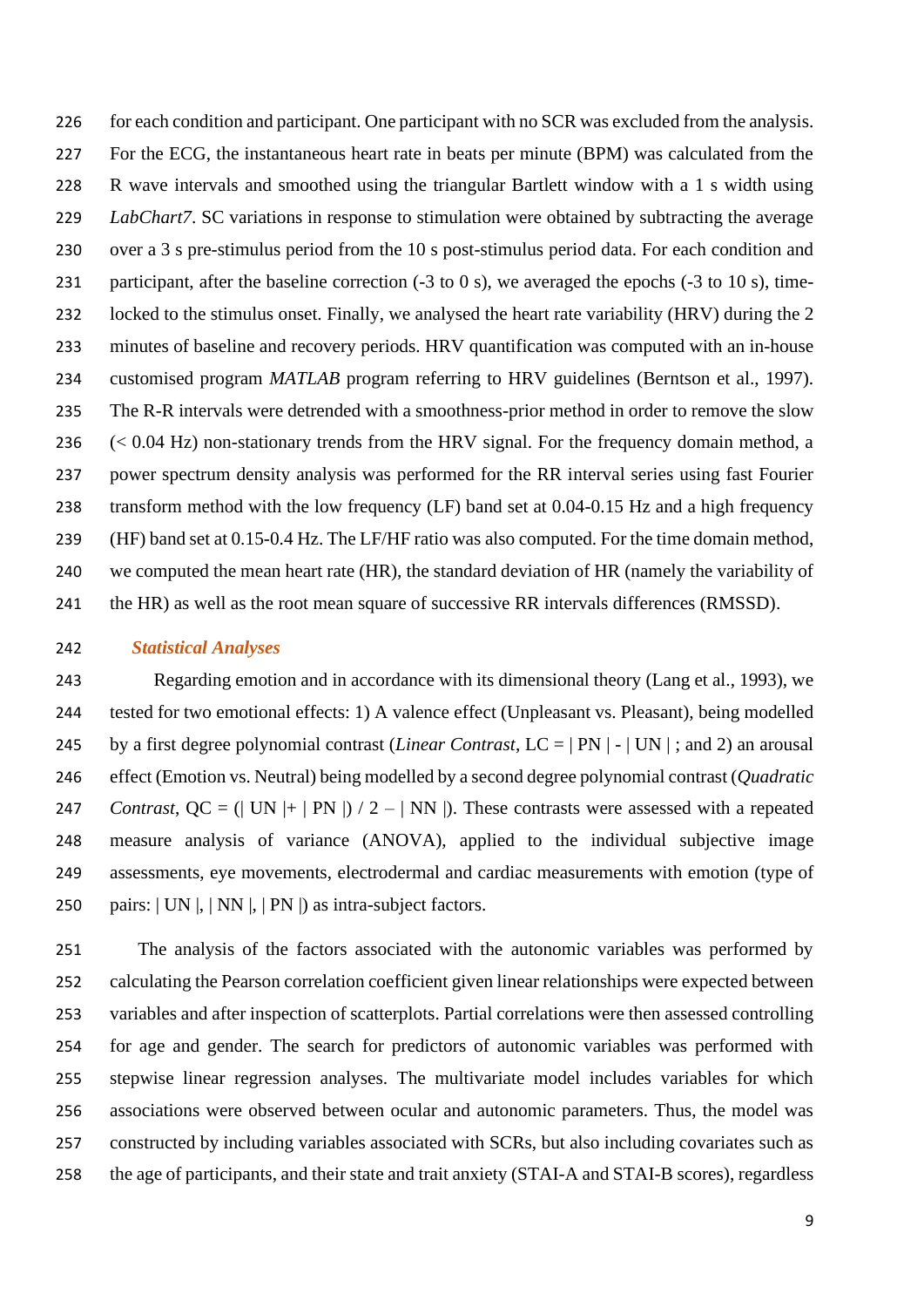for each condition and participant. One participant with no SCR was excluded from the analysis. For the ECG, the instantaneous heart rate in beats per minute (BPM) was calculated from the R wave intervals and smoothed using the triangular Bartlett window with a 1 s width using *LabChart7*. SC variations in response to stimulation were obtained by subtracting the average over a 3 s pre-stimulus period from the 10 s post-stimulus period data. For each condition and participant, after the baseline correction (-3 to 0 s), we averaged the epochs (-3 to 10 s), time-locked to the stimulus onset. Finally, we analysed the heart rate variability (HRV) during the 2 minutes of baseline and recovery periods. HRV quantification was computed with an in-house customised program *MATLAB* program referring to HRV guidelines (Berntson et al., 1997). The R-R intervals were detrended with a smoothness-prior method in order to remove the slow (< 0.04 Hz) non-stationary trends from the HRV signal. For the frequency domain method, a power spectrum density analysis was performed for the RR interval series using fast Fourier transform method with the low frequency (LF) band set at 0.04-0.15 Hz and a high frequency (HF) band set at 0.15-0.4 Hz. The LF/HF ratio was also computed. For the time domain method, we computed the mean heart rate (HR), the standard deviation of HR (namely the variability of the HR) as well as the root mean square of successive RR intervals differences (RMSSD).

### *Statistical Analyses*

Regarding emotion and in accordance with its dimensional theory (Lang et al., 1993), we tested for two emotional effects: 1) A valence effect (Unpleasant vs. Pleasant), being modelled by a first degree polynomial contrast (*Linear Contrast*, LC = | PN | - | UN | ; and 2) an arousal effect (Emotion vs. Neutral) being modelled by a second degree polynomial contrast (*Quadratic Contrast*, QC = (| UN |+ | PN |) / 2 – | NN |). These contrasts were assessed with a repeated measure analysis of variance (ANOVA), applied to the individual subjective image assessments, eye movements, electrodermal and cardiac measurements with emotion (type of pairs: | UN |, | NN |, | PN |) as intra-subject factors.

The analysis of the factors associated with the autonomic variables was performed by calculating the Pearson correlation coefficient given linear relationships were expected between variables and after inspection of scatterplots. Partial correlations were then assessed controlling for age and gender. The search for predictors of autonomic variables was performed with stepwise linear regression analyses. The multivariate model includes variables for which associations were observed between ocular and autonomic parameters. Thus, the model was constructed by including variables associated with SCRs, but also including covariates such as the age of participants, and their state and trait anxiety (STAI-A and STAI-B scores), regardless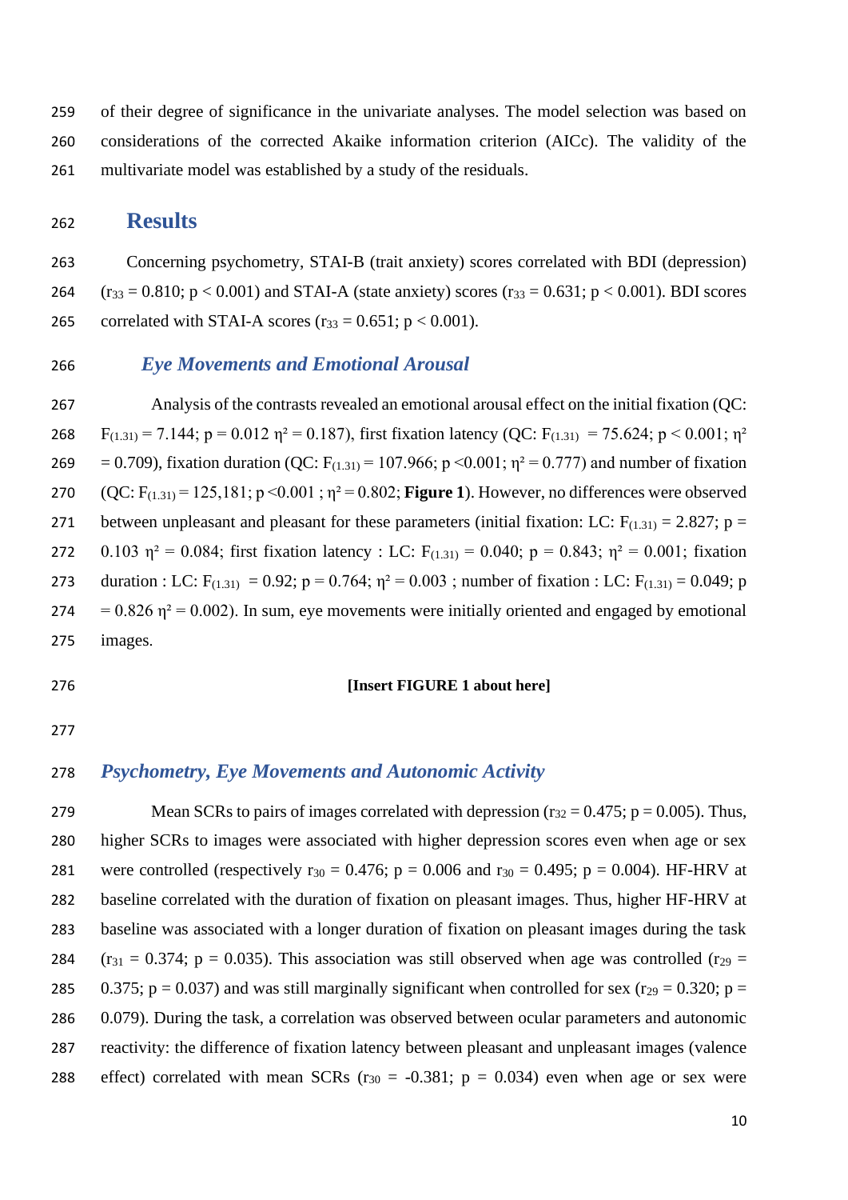of their degree of significance in the univariate analyses. The model selection was based on considerations of the corrected Akaike information criterion (AICc). The validity of the multivariate model was established by a study of the residuals.

# Results

Concerning psychometry, STAI-B (trait anxiety) scores correlated with BDI (depression) ($r_{33} = 0.810$; $p < 0.001$) and STAI-A (state anxiety) scores ($r_{33} = 0.631$; $p < 0.001$). BDI scores correlated with STAI-A scores ($r_{33} = 0.651$; $p < 0.001$).

## *Eye Movements and Emotional Arousal*

Analysis of the contrasts revealed an emotional arousal effect on the initial fixation (QC: $F_{(1.31)} = 7.144$; $p = 0.012$ $\eta^2 = 0.187$), first fixation latency (QC: $F_{(1.31)} = 75.624$; $p < 0.001$; $\eta^2 = 0.709$), fixation duration (QC: $F_{(1.31)} = 107.966$; $p < 0.001$; $\eta^2 = 0.777$) and number of fixation (QC: $F_{(1.31)} = 125{,}181$; $p < 0.001$ ; $\eta^2 = 0.802$; **Figure 1**). However, no differences were observed between unpleasant and pleasant for these parameters (initial fixation: LC: $F_{(1.31)} = 2.827$; $p = 0.103$ $\eta^2 = 0.084$; first fixation latency : LC: $F_{(1.31)} = 0.040$; $p = 0.843$; $\eta^2 = 0.001$; fixation duration : LC: $F_{(1.31)} = 0.92$; $p = 0.764$; $\eta^2 = 0.003$ ; number of fixation : LC: $F_{(1.31)} = 0.049$; $p = 0.826$ $\eta^2 = 0.002$). In sum, eye movements were initially oriented and engaged by emotional images.

**[Insert FIGURE 1 about here]**

## *Psychometry, Eye Movements and Autonomic Activity*

Mean SCRs to pairs of images correlated with depression ($r_{32} = 0.475$; $p = 0.005$). Thus, higher SCRs to images were associated with higher depression scores even when age or sex were controlled (respectively $r_{30} = 0.476$; $p = 0.006$ and $r_{30} = 0.495$; $p = 0.004$). HF-HRV at baseline correlated with the duration of fixation on pleasant images. Thus, higher HF-HRV at baseline was associated with a longer duration of fixation on pleasant images during the task ($r_{31} = 0.374$; $p = 0.035$). This association was still observed when age was controlled ($r_{29} = 0.375$; $p = 0.037$) and was still marginally significant when controlled for sex ($r_{29} = 0.320$; $p = 0.079$). During the task, a correlation was observed between ocular parameters and autonomic reactivity: the difference of fixation latency between pleasant and unpleasant images (valence effect) correlated with mean SCRs ($r_{30} = -0.381$; $p = 0.034$) even when age or sex were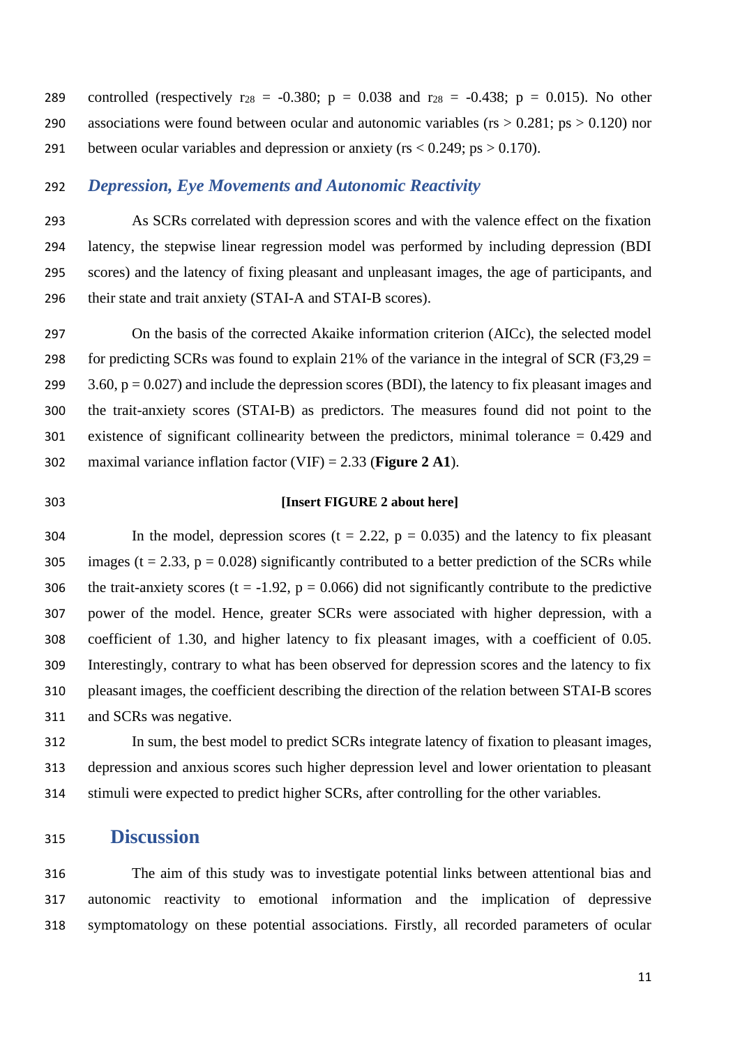controlled (respectively $r_{28}$ = -0.380; p = 0.038 and $r_{28}$ = -0.438; p = 0.015). No other associations were found between ocular and autonomic variables (rs > 0.281; ps > 0.120) nor between ocular variables and depression or anxiety (rs < 0.249; ps > 0.170).

### *Depression, Eye Movements and Autonomic Reactivity*

As SCRs correlated with depression scores and with the valence effect on the fixation latency, the stepwise linear regression model was performed by including depression (BDI scores) and the latency of fixing pleasant and unpleasant images, the age of participants, and their state and trait anxiety (STAI-A and STAI-B scores).

On the basis of the corrected Akaike information criterion (AICc), the selected model for predicting SCRs was found to explain 21% of the variance in the integral of SCR ($F_{3,29}$ = 3.60, p = 0.027) and include the depression scores (BDI), the latency to fix pleasant images and the trait-anxiety scores (STAI-B) as predictors. The measures found did not point to the existence of significant collinearity between the predictors, minimal tolerance = 0.429 and maximal variance inflation factor (VIF) = 2.33 (**Figure 2 A1**).

**[Insert FIGURE 2 about here]**

In the model, depression scores (t = 2.22, p = 0.035) and the latency to fix pleasant images (t = 2.33, p = 0.028) significantly contributed to a better prediction of the SCRs while the trait-anxiety scores (t = -1.92, p = 0.066) did not significantly contribute to the predictive power of the model. Hence, greater SCRs were associated with higher depression, with a coefficient of 1.30, and higher latency to fix pleasant images, with a coefficient of 0.05. Interestingly, contrary to what has been observed for depression scores and the latency to fix pleasant images, the coefficient describing the direction of the relation between STAI-B scores and SCRs was negative.

In sum, the best model to predict SCRs integrate latency of fixation to pleasant images, depression and anxious scores such higher depression level and lower orientation to pleasant stimuli were expected to predict higher SCRs, after controlling for the other variables.

## Discussion

The aim of this study was to investigate potential links between attentional bias and autonomic reactivity to emotional information and the implication of depressive symptomatology on these potential associations. Firstly, all recorded parameters of ocular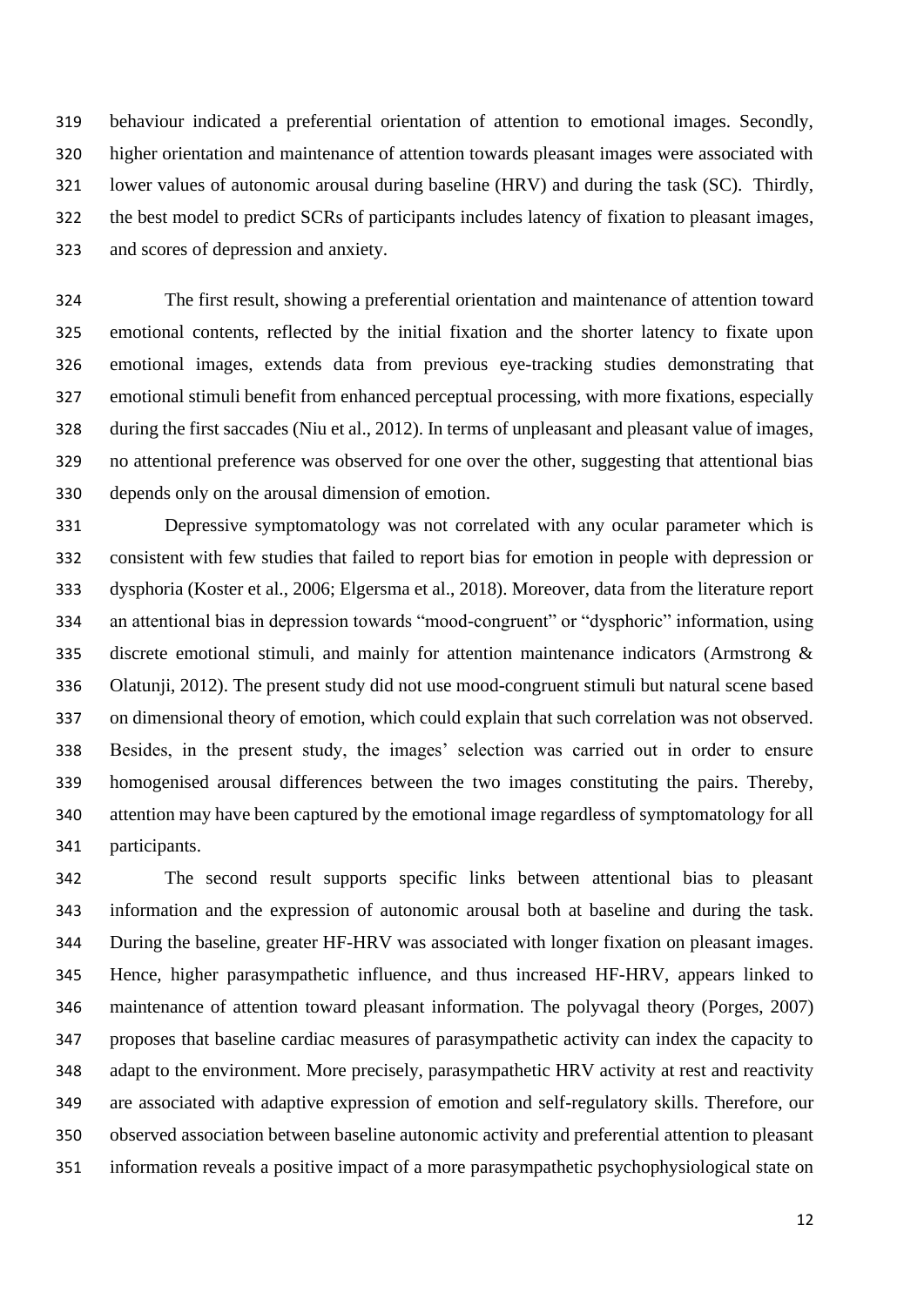behaviour indicated a preferential orientation of attention to emotional images. Secondly, higher orientation and maintenance of attention towards pleasant images were associated with lower values of autonomic arousal during baseline (HRV) and during the task (SC). Thirdly, the best model to predict SCRs of participants includes latency of fixation to pleasant images, and scores of depression and anxiety.

The first result, showing a preferential orientation and maintenance of attention toward emotional contents, reflected by the initial fixation and the shorter latency to fixate upon emotional images, extends data from previous eye-tracking studies demonstrating that emotional stimuli benefit from enhanced perceptual processing, with more fixations, especially during the first saccades (Niu et al., 2012). In terms of unpleasant and pleasant value of images, no attentional preference was observed for one over the other, suggesting that attentional bias depends only on the arousal dimension of emotion.

Depressive symptomatology was not correlated with any ocular parameter which is consistent with few studies that failed to report bias for emotion in people with depression or dysphoria (Koster et al., 2006; Elgersma et al., 2018). Moreover, data from the literature report an attentional bias in depression towards "mood-congruent" or "dysphoric" information, using discrete emotional stimuli, and mainly for attention maintenance indicators (Armstrong & Olatunji, 2012). The present study did not use mood-congruent stimuli but natural scene based on dimensional theory of emotion, which could explain that such correlation was not observed. Besides, in the present study, the images' selection was carried out in order to ensure homogenised arousal differences between the two images constituting the pairs. Thereby, attention may have been captured by the emotional image regardless of symptomatology for all participants.

The second result supports specific links between attentional bias to pleasant information and the expression of autonomic arousal both at baseline and during the task. During the baseline, greater HF-HRV was associated with longer fixation on pleasant images. Hence, higher parasympathetic influence, and thus increased HF-HRV, appears linked to maintenance of attention toward pleasant information. The polyvagal theory (Porges, 2007) proposes that baseline cardiac measures of parasympathetic activity can index the capacity to adapt to the environment. More precisely, parasympathetic HRV activity at rest and reactivity are associated with adaptive expression of emotion and self-regulatory skills. Therefore, our observed association between baseline autonomic activity and preferential attention to pleasant information reveals a positive impact of a more parasympathetic psychophysiological state on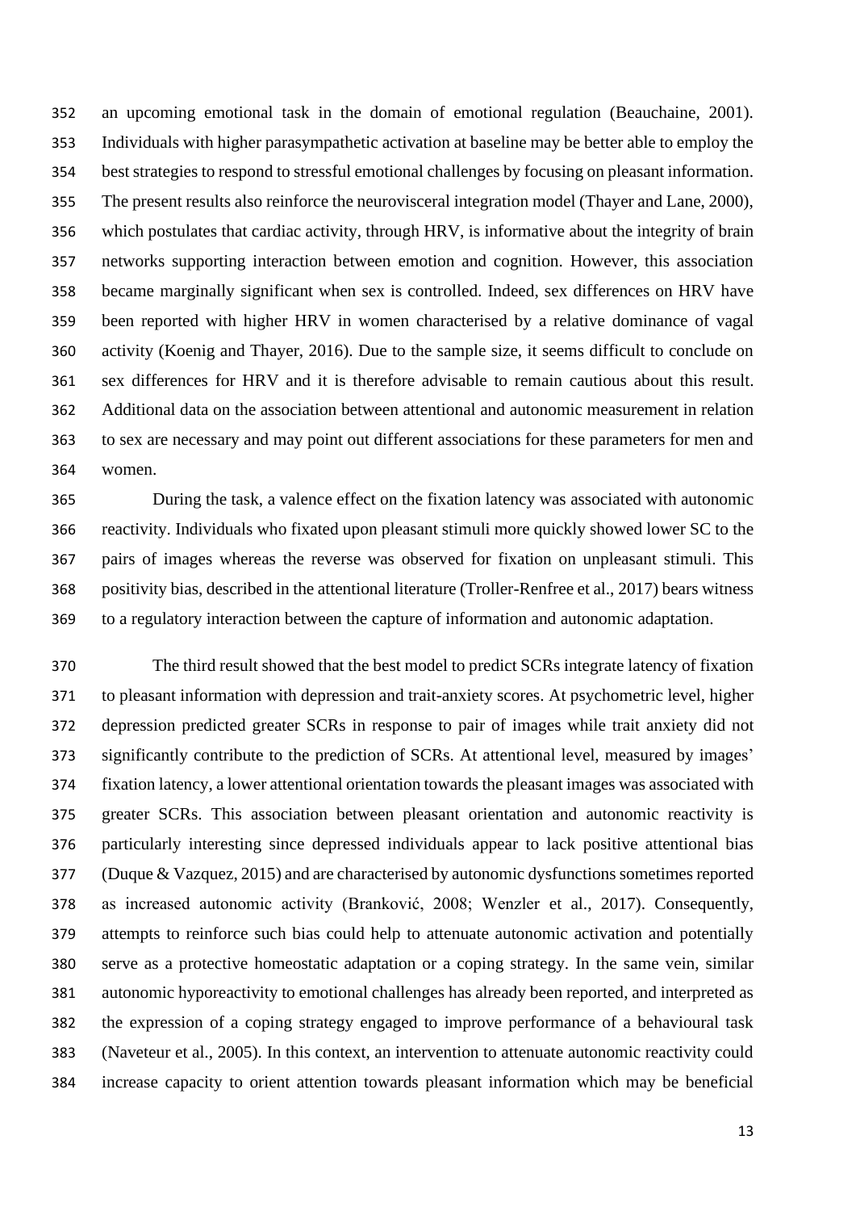an upcoming emotional task in the domain of emotional regulation (Beauchaine, 2001). Individuals with higher parasympathetic activation at baseline may be better able to employ the best strategies to respond to stressful emotional challenges by focusing on pleasant information. The present results also reinforce the neurovisceral integration model (Thayer and Lane, 2000), which postulates that cardiac activity, through HRV, is informative about the integrity of brain networks supporting interaction between emotion and cognition. However, this association became marginally significant when sex is controlled. Indeed, sex differences on HRV have been reported with higher HRV in women characterised by a relative dominance of vagal activity (Koenig and Thayer, 2016). Due to the sample size, it seems difficult to conclude on sex differences for HRV and it is therefore advisable to remain cautious about this result. Additional data on the association between attentional and autonomic measurement in relation to sex are necessary and may point out different associations for these parameters for men and women.

During the task, a valence effect on the fixation latency was associated with autonomic reactivity. Individuals who fixated upon pleasant stimuli more quickly showed lower SC to the pairs of images whereas the reverse was observed for fixation on unpleasant stimuli. This positivity bias, described in the attentional literature (Troller-Renfree et al., 2017) bears witness to a regulatory interaction between the capture of information and autonomic adaptation.

The third result showed that the best model to predict SCRs integrate latency of fixation to pleasant information with depression and trait-anxiety scores. At psychometric level, higher depression predicted greater SCRs in response to pair of images while trait anxiety did not significantly contribute to the prediction of SCRs. At attentional level, measured by images' fixation latency, a lower attentional orientation towards the pleasant images was associated with greater SCRs. This association between pleasant orientation and autonomic reactivity is particularly interesting since depressed individuals appear to lack positive attentional bias (Duque & Vazquez, 2015) and are characterised by autonomic dysfunctions sometimes reported as increased autonomic activity (Branković, 2008; Wenzler et al., 2017). Consequently, attempts to reinforce such bias could help to attenuate autonomic activation and potentially serve as a protective homeostatic adaptation or a coping strategy. In the same vein, similar autonomic hyporeactivity to emotional challenges has already been reported, and interpreted as the expression of a coping strategy engaged to improve performance of a behavioural task (Naveteur et al., 2005). In this context, an intervention to attenuate autonomic reactivity could increase capacity to orient attention towards pleasant information which may be beneficial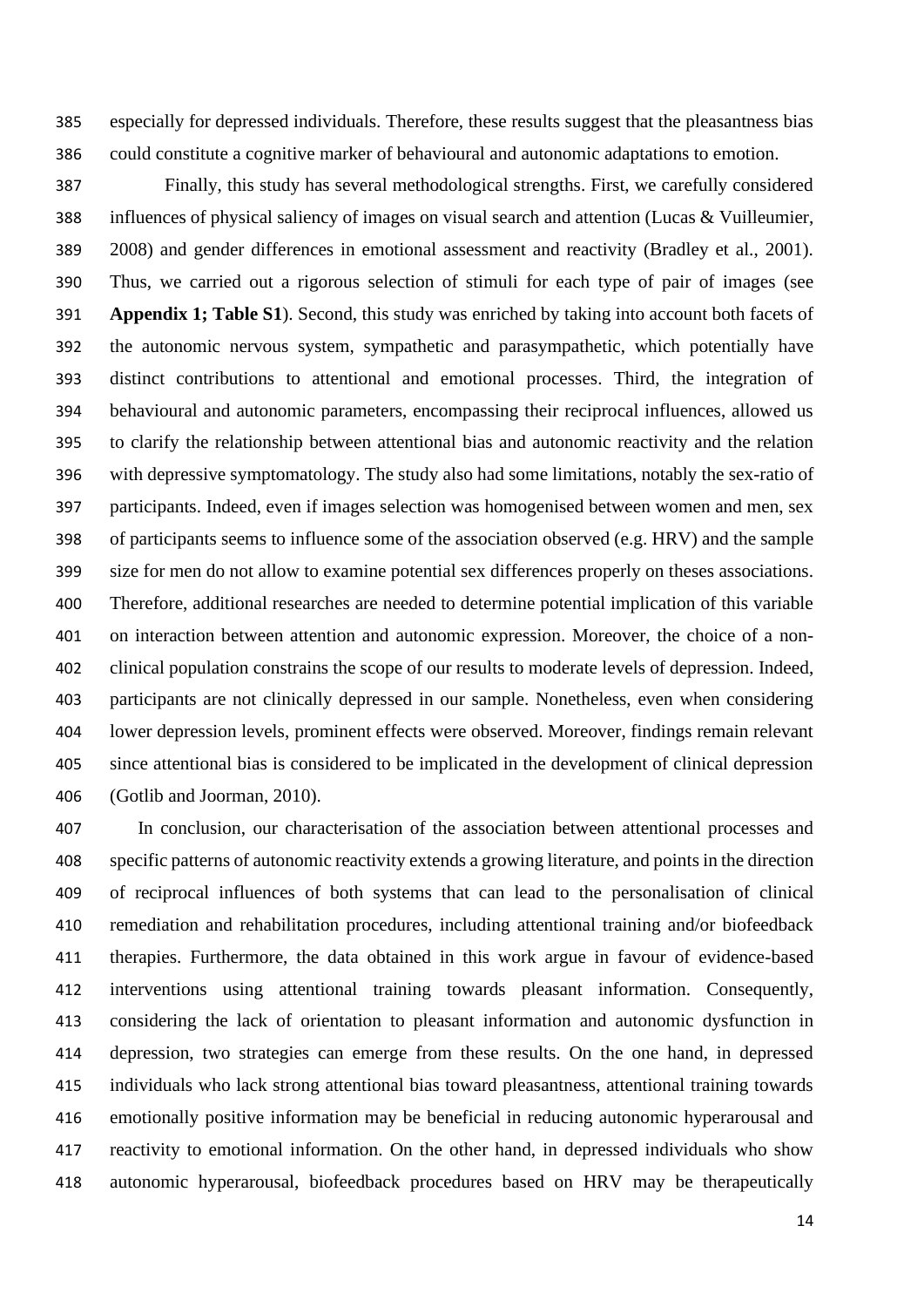especially for depressed individuals. Therefore, these results suggest that the pleasantness bias could constitute a cognitive marker of behavioural and autonomic adaptations to emotion.

Finally, this study has several methodological strengths. First, we carefully considered influences of physical saliency of images on visual search and attention (Lucas & Vuilleumier, 2008) and gender differences in emotional assessment and reactivity (Bradley et al., 2001). Thus, we carried out a rigorous selection of stimuli for each type of pair of images (see **Appendix 1; Table S1**). Second, this study was enriched by taking into account both facets of the autonomic nervous system, sympathetic and parasympathetic, which potentially have distinct contributions to attentional and emotional processes. Third, the integration of behavioural and autonomic parameters, encompassing their reciprocal influences, allowed us to clarify the relationship between attentional bias and autonomic reactivity and the relation with depressive symptomatology. The study also had some limitations, notably the sex-ratio of participants. Indeed, even if images selection was homogenised between women and men, sex of participants seems to influence some of the association observed (e.g. HRV) and the sample size for men do not allow to examine potential sex differences properly on theses associations. Therefore, additional researches are needed to determine potential implication of this variable on interaction between attention and autonomic expression. Moreover, the choice of a non-clinical population constrains the scope of our results to moderate levels of depression. Indeed, participants are not clinically depressed in our sample. Nonetheless, even when considering lower depression levels, prominent effects were observed. Moreover, findings remain relevant since attentional bias is considered to be implicated in the development of clinical depression (Gotlib and Joorman, 2010).

In conclusion, our characterisation of the association between attentional processes and specific patterns of autonomic reactivity extends a growing literature, and points in the direction of reciprocal influences of both systems that can lead to the personalisation of clinical remediation and rehabilitation procedures, including attentional training and/or biofeedback therapies. Furthermore, the data obtained in this work argue in favour of evidence-based interventions using attentional training towards pleasant information. Consequently, considering the lack of orientation to pleasant information and autonomic dysfunction in depression, two strategies can emerge from these results. On the one hand, in depressed individuals who lack strong attentional bias toward pleasantness, attentional training towards emotionally positive information may be beneficial in reducing autonomic hyperarousal and reactivity to emotional information. On the other hand, in depressed individuals who show autonomic hyperarousal, biofeedback procedures based on HRV may be therapeutically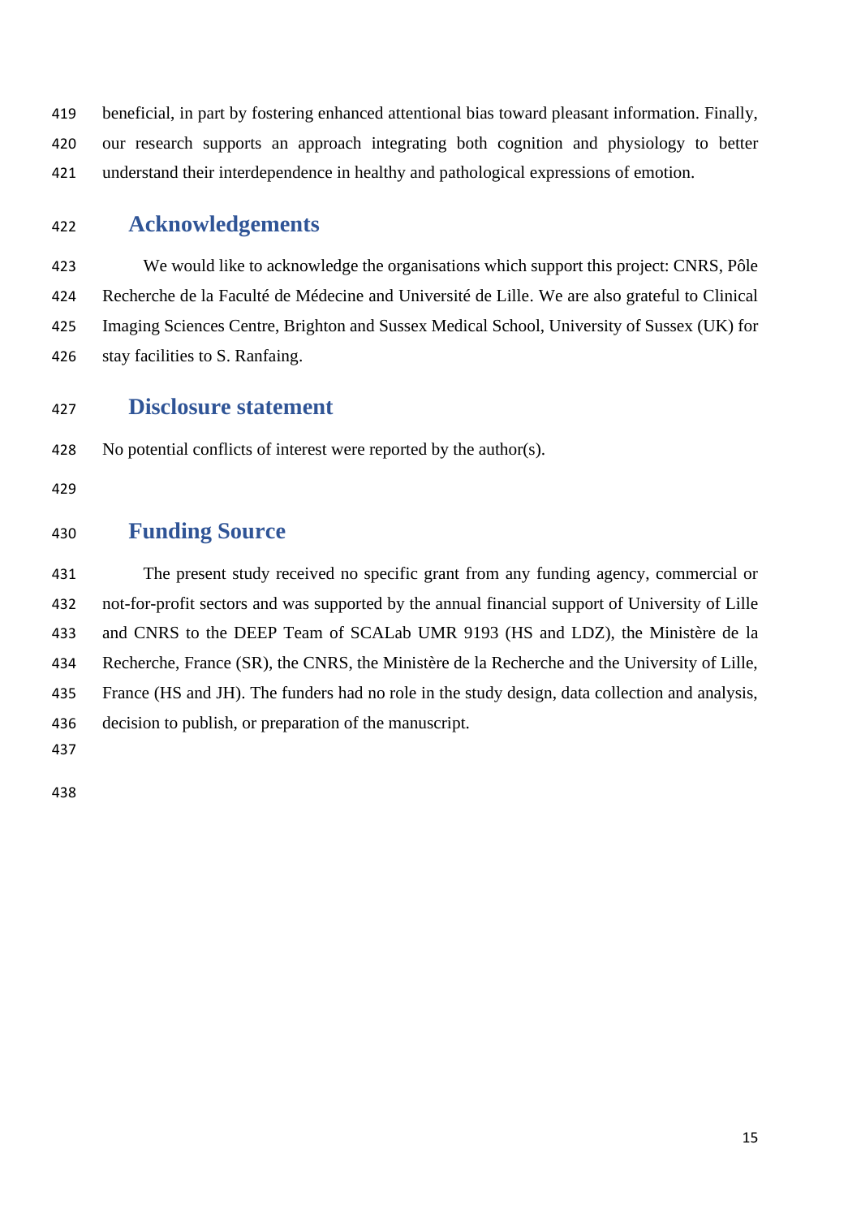beneficial, in part by fostering enhanced attentional bias toward pleasant information. Finally, our research supports an approach integrating both cognition and physiology to better understand their interdependence in healthy and pathological expressions of emotion.

## Acknowledgements

We would like to acknowledge the organisations which support this project: CNRS, Pôle Recherche de la Faculté de Médecine and Université de Lille. We are also grateful to Clinical Imaging Sciences Centre, Brighton and Sussex Medical School, University of Sussex (UK) for stay facilities to S. Ranfaing.

## Disclosure statement

No potential conflicts of interest were reported by the author(s).

## Funding Source

The present study received no specific grant from any funding agency, commercial or not-for-profit sectors and was supported by the annual financial support of University of Lille and CNRS to the DEEP Team of SCALab UMR 9193 (HS and LDZ), the Ministère de la Recherche, France (SR), the CNRS, the Ministère de la Recherche and the University of Lille, France (HS and JH). The funders had no role in the study design, data collection and analysis, decision to publish, or preparation of the manuscript.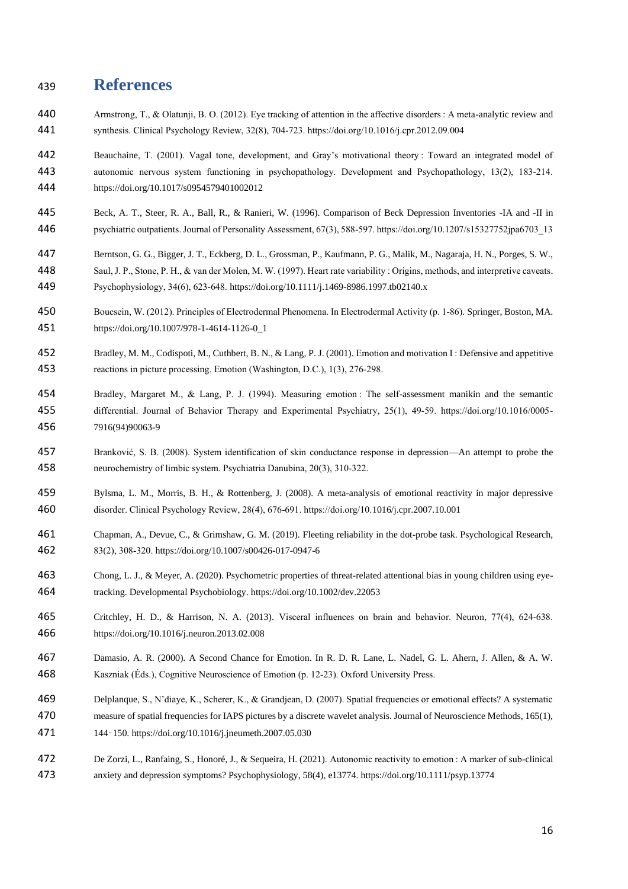# References

Armstrong, T., & Olatunji, B. O. (2012). Eye tracking of attention in the affective disorders : A meta-analytic review and synthesis. Clinical Psychology Review, 32(8), 704-723. https://doi.org/10.1016/j.cpr.2012.09.004

Beauchaine, T. (2001). Vagal tone, development, and Gray's motivational theory : Toward an integrated model of autonomic nervous system functioning in psychopathology. Development and Psychopathology, 13(2), 183-214. https://doi.org/10.1017/s0954579401002012

Beck, A. T., Steer, R. A., Ball, R., & Ranieri, W. (1996). Comparison of Beck Depression Inventories -IA and -II in psychiatric outpatients. Journal of Personality Assessment, 67(3), 588-597. https://doi.org/10.1207/s15327752jpa6703_13

Berntson, G. G., Bigger, J. T., Eckberg, D. L., Grossman, P., Kaufmann, P. G., Malik, M., Nagaraja, H. N., Porges, S. W., Saul, J. P., Stone, P. H., & van der Molen, M. W. (1997). Heart rate variability : Origins, methods, and interpretive caveats. Psychophysiology, 34(6), 623-648. https://doi.org/10.1111/j.1469-8986.1997.tb02140.x

Boucsein, W. (2012). Principles of Electrodermal Phenomena. In Electrodermal Activity (p. 1-86). Springer, Boston, MA. https://doi.org/10.1007/978-1-4614-1126-0_1

Bradley, M. M., Codispoti, M., Cuthbert, B. N., & Lang, P. J. (2001). Emotion and motivation I : Defensive and appetitive reactions in picture processing. Emotion (Washington, D.C.), 1(3), 276-298.

Bradley, Margaret M., & Lang, P. J. (1994). Measuring emotion : The self-assessment manikin and the semantic differential. Journal of Behavior Therapy and Experimental Psychiatry, 25(1), 49-59. https://doi.org/10.1016/0005-7916(94)90063-9

Branković, S. B. (2008). System identification of skin conductance response in depression—An attempt to probe the neurochemistry of limbic system. Psychiatria Danubina, 20(3), 310-322.

Bylsma, L. M., Morris, B. H., & Rottenberg, J. (2008). A meta-analysis of emotional reactivity in major depressive disorder. Clinical Psychology Review, 28(4), 676-691. https://doi.org/10.1016/j.cpr.2007.10.001

Chapman, A., Devue, C., & Grimshaw, G. M. (2019). Fleeting reliability in the dot-probe task. Psychological Research, 83(2), 308-320. https://doi.org/10.1007/s00426-017-0947-6

Chong, L. J., & Meyer, A. (2020). Psychometric properties of threat-related attentional bias in young children using eye-tracking. Developmental Psychobiology. https://doi.org/10.1002/dev.22053

Critchley, H. D., & Harrison, N. A. (2013). Visceral influences on brain and behavior. Neuron, 77(4), 624-638. https://doi.org/10.1016/j.neuron.2013.02.008

Damasio, A. R. (2000). A Second Chance for Emotion. In R. D. R. Lane, L. Nadel, G. L. Ahern, J. Allen, & A. W. Kaszniak (Éds.), Cognitive Neuroscience of Emotion (p. 12-23). Oxford University Press.

Delplanque, S., N'diaye, K., Scherer, K., & Grandjean, D. (2007). Spatial frequencies or emotional effects? A systematic measure of spatial frequencies for IAPS pictures by a discrete wavelet analysis. Journal of Neuroscience Methods, 165(1), 144‑150. https://doi.org/10.1016/j.jneumeth.2007.05.030

De Zorzi, L., Ranfaing, S., Honoré, J., & Sequeira, H. (2021). Autonomic reactivity to emotion : A marker of sub-clinical anxiety and depression symptoms? Psychophysiology, 58(4), e13774. https://doi.org/10.1111/psyp.13774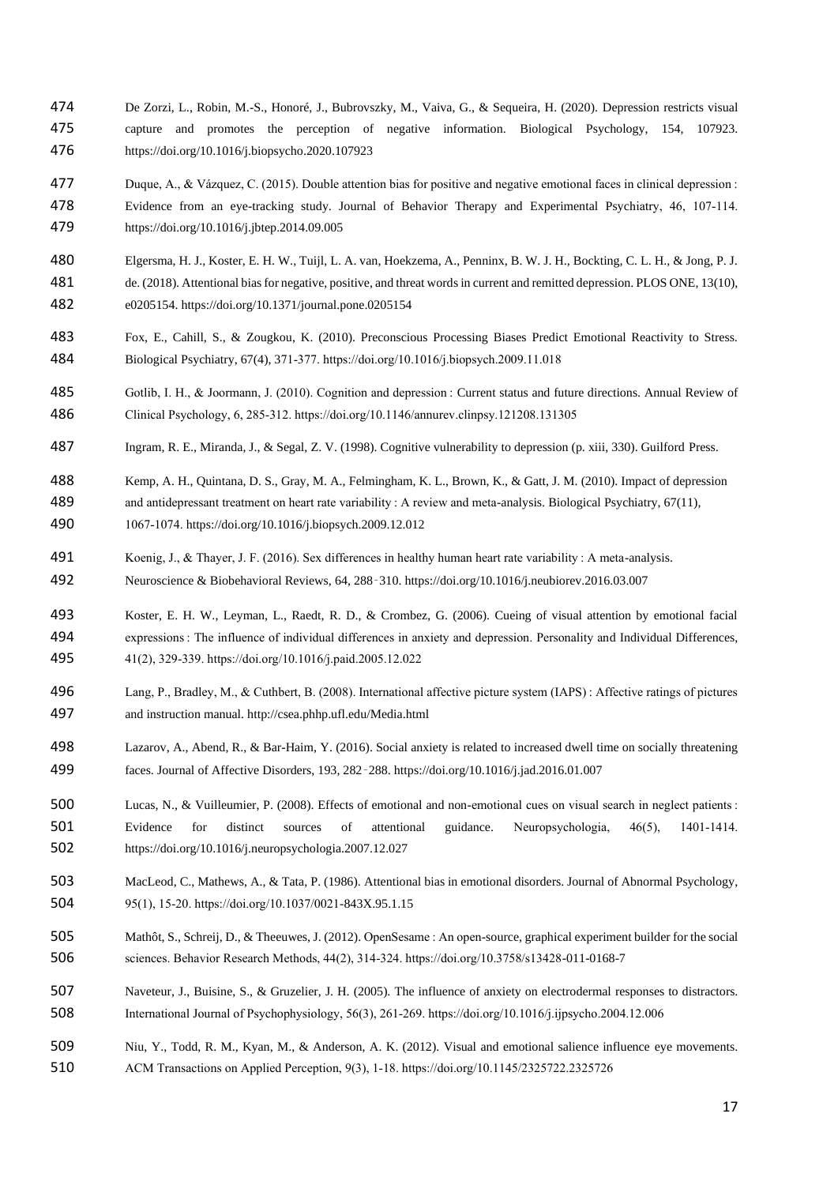De Zorzi, L., Robin, M.-S., Honoré, J., Bubrovszky, M., Vaiva, G., & Sequeira, H. (2020). Depression restricts visual capture and promotes the perception of negative information. Biological Psychology, 154, 107923. https://doi.org/10.1016/j.biopsycho.2020.107923

Duque, A., & Vázquez, C. (2015). Double attention bias for positive and negative emotional faces in clinical depression : Evidence from an eye-tracking study. Journal of Behavior Therapy and Experimental Psychiatry, 46, 107-114. https://doi.org/10.1016/j.jbtep.2014.09.005

Elgersma, H. J., Koster, E. H. W., Tuijl, L. A. van, Hoekzema, A., Penninx, B. W. J. H., Bockting, C. L. H., & Jong, P. J. de. (2018). Attentional bias for negative, positive, and threat words in current and remitted depression. PLOS ONE, 13(10), e0205154. https://doi.org/10.1371/journal.pone.0205154

Fox, E., Cahill, S., & Zougkou, K. (2010). Preconscious Processing Biases Predict Emotional Reactivity to Stress. Biological Psychiatry, 67(4), 371-377. https://doi.org/10.1016/j.biopsych.2009.11.018

Gotlib, I. H., & Joormann, J. (2010). Cognition and depression : Current status and future directions. Annual Review of Clinical Psychology, 6, 285-312. https://doi.org/10.1146/annurev.clinpsy.121208.131305

Ingram, R. E., Miranda, J., & Segal, Z. V. (1998). Cognitive vulnerability to depression (p. xiii, 330). Guilford Press.

Kemp, A. H., Quintana, D. S., Gray, M. A., Felmingham, K. L., Brown, K., & Gatt, J. M. (2010). Impact of depression and antidepressant treatment on heart rate variability : A review and meta-analysis. Biological Psychiatry, 67(11), 1067-1074. https://doi.org/10.1016/j.biopsych.2009.12.012

Koenig, J., & Thayer, J. F. (2016). Sex differences in healthy human heart rate variability : A meta-analysis. Neuroscience & Biobehavioral Reviews, 64, 288‑310. https://doi.org/10.1016/j.neubiorev.2016.03.007

Koster, E. H. W., Leyman, L., Raedt, R. D., & Crombez, G. (2006). Cueing of visual attention by emotional facial expressions : The influence of individual differences in anxiety and depression. Personality and Individual Differences, 41(2), 329-339. https://doi.org/10.1016/j.paid.2005.12.022

Lang, P., Bradley, M., & Cuthbert, B. (2008). International affective picture system (IAPS) : Affective ratings of pictures and instruction manual. http://csea.phhp.ufl.edu/Media.html

Lazarov, A., Abend, R., & Bar-Haim, Y. (2016). Social anxiety is related to increased dwell time on socially threatening faces. Journal of Affective Disorders, 193, 282‑288. https://doi.org/10.1016/j.jad.2016.01.007

Lucas, N., & Vuilleumier, P. (2008). Effects of emotional and non-emotional cues on visual search in neglect patients : Evidence for distinct sources of attentional guidance. Neuropsychologia, 46(5), 1401-1414. https://doi.org/10.1016/j.neuropsychologia.2007.12.027

MacLeod, C., Mathews, A., & Tata, P. (1986). Attentional bias in emotional disorders. Journal of Abnormal Psychology, 95(1), 15-20. https://doi.org/10.1037/0021-843X.95.1.15

Mathôt, S., Schreij, D., & Theeuwes, J. (2012). OpenSesame : An open-source, graphical experiment builder for the social sciences. Behavior Research Methods, 44(2), 314-324. https://doi.org/10.3758/s13428-011-0168-7

Naveteur, J., Buisine, S., & Gruzelier, J. H. (2005). The influence of anxiety on electrodermal responses to distractors. International Journal of Psychophysiology, 56(3), 261-269. https://doi.org/10.1016/j.ijpsycho.2004.12.006

Niu, Y., Todd, R. M., Kyan, M., & Anderson, A. K. (2012). Visual and emotional salience influence eye movements. ACM Transactions on Applied Perception, 9(3), 1-18. https://doi.org/10.1145/2325722.2325726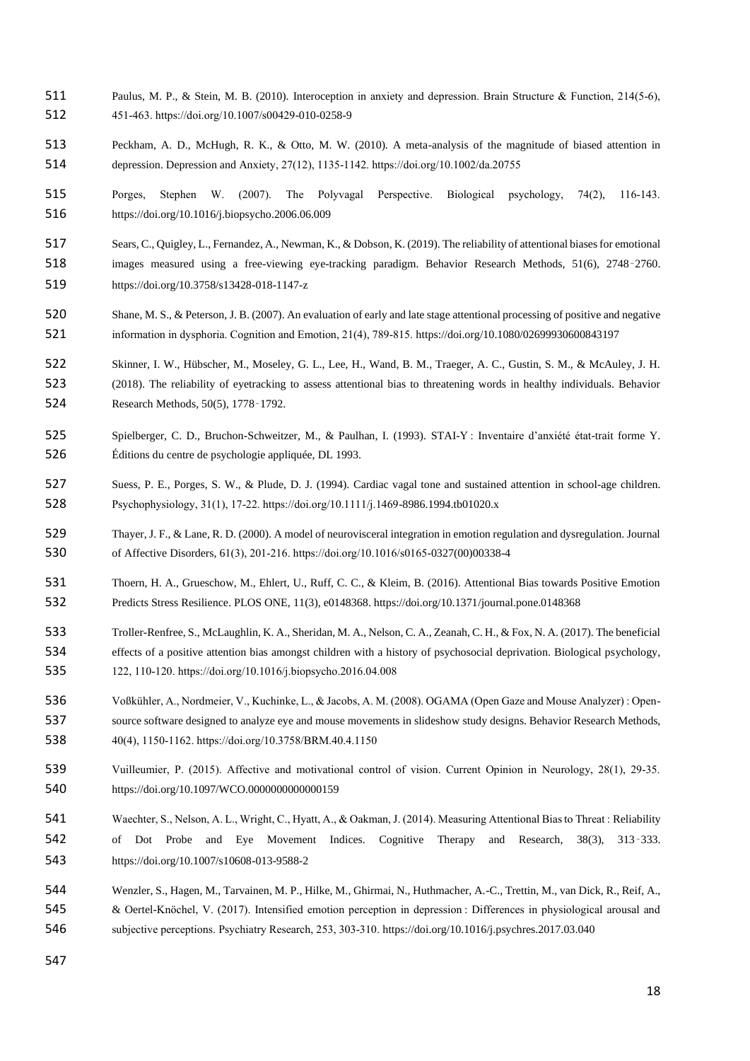Paulus, M. P., & Stein, M. B. (2010). Interoception in anxiety and depression. Brain Structure & Function, 214(5-6), 451-463. https://doi.org/10.1007/s00429-010-0258-9

Peckham, A. D., McHugh, R. K., & Otto, M. W. (2010). A meta-analysis of the magnitude of biased attention in depression. Depression and Anxiety, 27(12), 1135-1142. https://doi.org/10.1002/da.20755

Porges, Stephen W. (2007). The Polyvagal Perspective. Biological psychology, 74(2), 116-143. https://doi.org/10.1016/j.biopsycho.2006.06.009

Sears, C., Quigley, L., Fernandez, A., Newman, K., & Dobson, K. (2019). The reliability of attentional biases for emotional images measured using a free-viewing eye-tracking paradigm. Behavior Research Methods, 51(6), 2748‑2760. https://doi.org/10.3758/s13428-018-1147-z

Shane, M. S., & Peterson, J. B. (2007). An evaluation of early and late stage attentional processing of positive and negative information in dysphoria. Cognition and Emotion, 21(4), 789-815. https://doi.org/10.1080/02699930600843197

Skinner, I. W., Hübscher, M., Moseley, G. L., Lee, H., Wand, B. M., Traeger, A. C., Gustin, S. M., & McAuley, J. H. (2018). The reliability of eyetracking to assess attentional bias to threatening words in healthy individuals. Behavior Research Methods, 50(5), 1778‑1792.

Spielberger, C. D., Bruchon-Schweitzer, M., & Paulhan, I. (1993). STAI-Y : Inventaire d'anxiété état-trait forme Y. Éditions du centre de psychologie appliquée, DL 1993.

Suess, P. E., Porges, S. W., & Plude, D. J. (1994). Cardiac vagal tone and sustained attention in school-age children. Psychophysiology, 31(1), 17-22. https://doi.org/10.1111/j.1469-8986.1994.tb01020.x

Thayer, J. F., & Lane, R. D. (2000). A model of neurovisceral integration in emotion regulation and dysregulation. Journal of Affective Disorders, 61(3), 201-216. https://doi.org/10.1016/s0165-0327(00)00338-4

Thoern, H. A., Grueschow, M., Ehlert, U., Ruff, C. C., & Kleim, B. (2016). Attentional Bias towards Positive Emotion Predicts Stress Resilience. PLOS ONE, 11(3), e0148368. https://doi.org/10.1371/journal.pone.0148368

Troller-Renfree, S., McLaughlin, K. A., Sheridan, M. A., Nelson, C. A., Zeanah, C. H., & Fox, N. A. (2017). The beneficial effects of a positive attention bias amongst children with a history of psychosocial deprivation. Biological psychology, 122, 110-120. https://doi.org/10.1016/j.biopsycho.2016.04.008

Voßkühler, A., Nordmeier, V., Kuchinke, L., & Jacobs, A. M. (2008). OGAMA (Open Gaze and Mouse Analyzer) : Open-source software designed to analyze eye and mouse movements in slideshow study designs. Behavior Research Methods, 40(4), 1150-1162. https://doi.org/10.3758/BRM.40.4.1150

Vuilleumier, P. (2015). Affective and motivational control of vision. Current Opinion in Neurology, 28(1), 29-35. https://doi.org/10.1097/WCO.0000000000000159

Waechter, S., Nelson, A. L., Wright, C., Hyatt, A., & Oakman, J. (2014). Measuring Attentional Bias to Threat : Reliability of Dot Probe and Eye Movement Indices. Cognitive Therapy and Research, 38(3), 313‑333. https://doi.org/10.1007/s10608-013-9588-2

Wenzler, S., Hagen, M., Tarvainen, M. P., Hilke, M., Ghirmai, N., Huthmacher, A.-C., Trettin, M., van Dick, R., Reif, A., & Oertel-Knöchel, V. (2017). Intensified emotion perception in depression : Differences in physiological arousal and subjective perceptions. Psychiatry Research, 253, 303-310. https://doi.org/10.1016/j.psychres.2017.03.040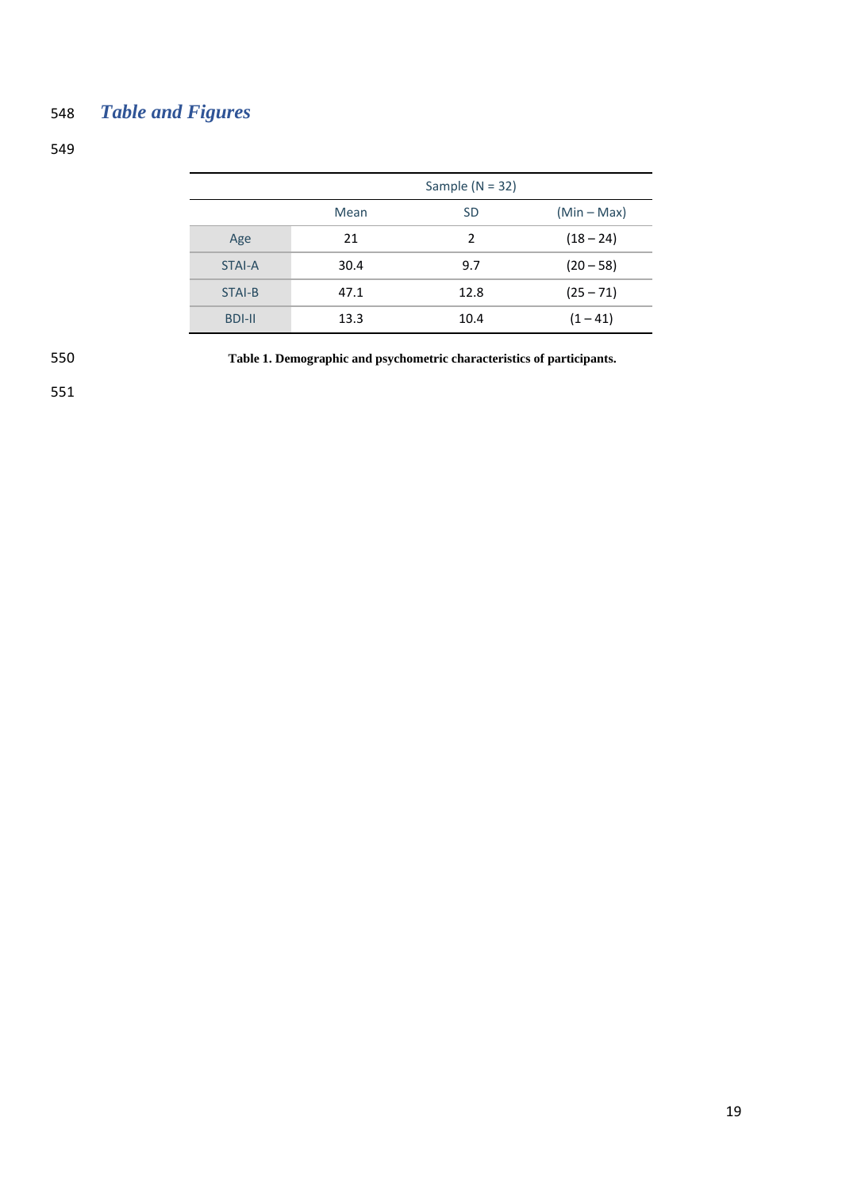## *Table and Figures*

| | Sample (N = 32) | | |
|---|---|---|---|
| | Mean | SD | (Min – Max) |
| Age | 21 | 2 | (18 – 24) |
| STAI-A | 30.4 | 9.7 | (20 – 58) |
| STAI-B | 47.1 | 12.8 | (25 – 71) |
| BDI-II | 13.3 | 10.4 | (1 – 41) |

**Table 1. Demographic and psychometric characteristics of participants.**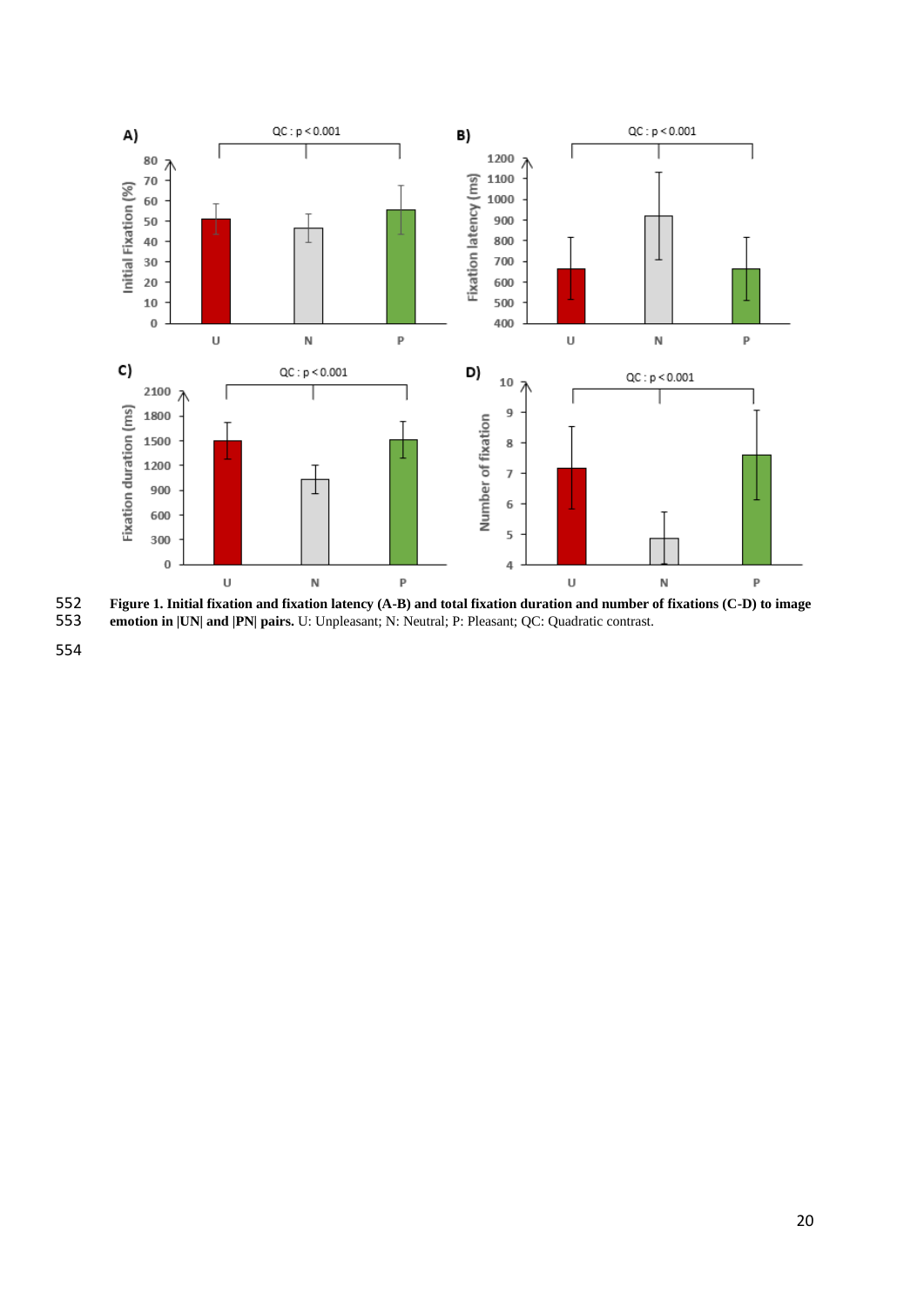**Figure 1. Initial fixation and fixation latency (A-B) and total fixation duration and number of fixations (C-D) to image emotion in |UN| and |PN| pairs.** U: Unpleasant; N: Neutral; P: Pleasant; QC: Quadratic contrast.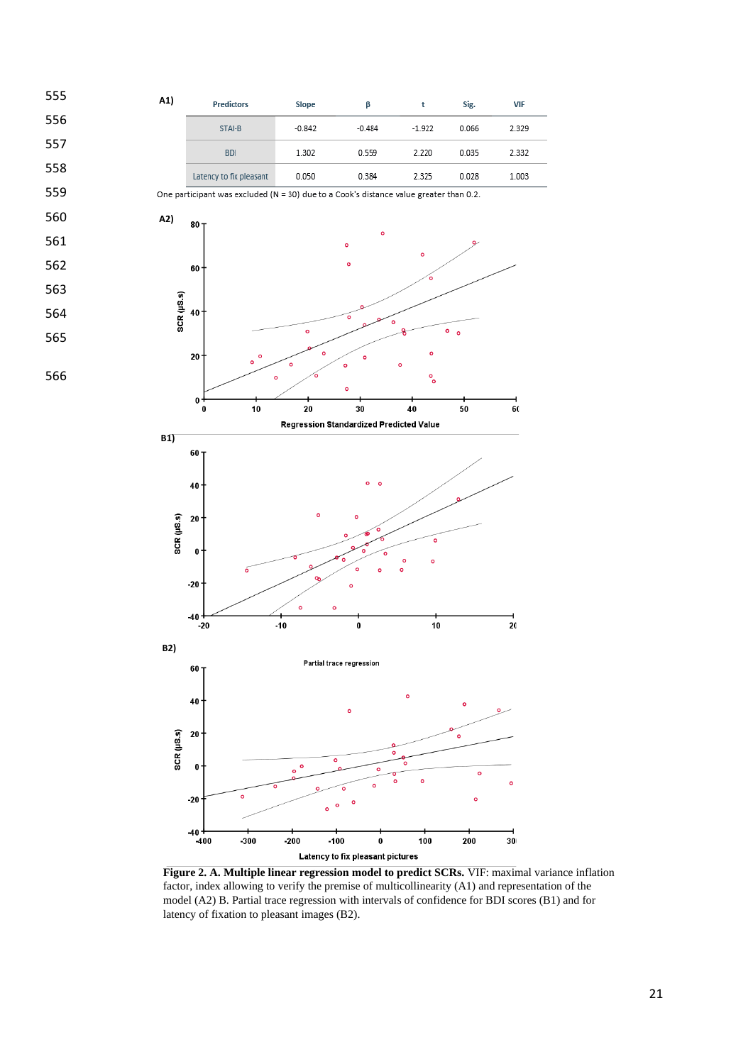A1)

| Predictors | Slope | β | t | Sig. | VIF |
|---|---|---|---|---|---|
| STAI-B | -0.842 | -0.484 | -1.922 | 0.066 | 2.329 |
| BDI | 1.302 | 0.559 | 2.220 | 0.035 | 2.332 |
| Latency to fix pleasant | 0.050 | 0.384 | 2.325 | 0.028 | 1.003 |

One participant was excluded (N = 30) due to a Cook's distance value greater than 0.2.

**Figure 2. A. Multiple linear regression model to predict SCRs.** VIF: maximal variance inflation factor, index allowing to verify the premise of multicollinearity (A1) and representation of the model (A2) B. Partial trace regression with intervals of confidence for BDI scores (B1) and for latency of fixation to pleasant images (B2).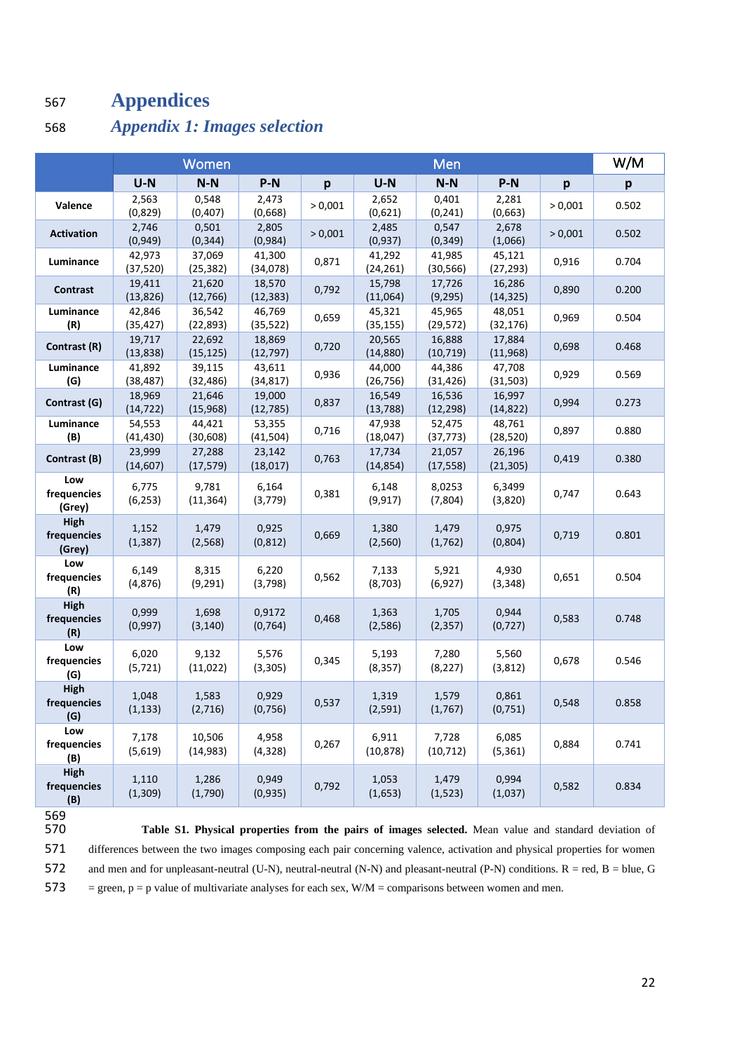# Appendices

## *Appendix 1: Images selection*

| | Women | | | | Men | | | | W/M |
|---|---|---|---|---|---|---|---|---|---|
| | U-N | N-N | P-N | p | U-N | N-N | P-N | p | p |
| **Valence** | 2,563 (0,829) | 0,548 (0,407) | 2,473 (0,668) | > 0,001 | 2,652 (0,621) | 0,401 (0,241) | 2,281 (0,663) | > 0,001 | 0.502 |
| **Activation** | 2,746 (0,949) | 0,501 (0,344) | 2,805 (0,984) | > 0,001 | 2,485 (0,937) | 0,547 (0,349) | 2,678 (1,066) | > 0,001 | 0.502 |
| **Luminance** | 42,973 (37,520) | 37,069 (25,382) | 41,300 (34,078) | 0,871 | 41,292 (24,261) | 41,985 (30,566) | 45,121 (27,293) | 0,916 | 0.704 |
| **Contrast** | 19,411 (13,826) | 21,620 (12,766) | 18,570 (12,383) | 0,792 | 15,798 (11,064) | 17,726 (9,295) | 16,286 (14,325) | 0,890 | 0.200 |
| **Luminance (R)** | 42,846 (35,427) | 36,542 (22,893) | 46,769 (35,522) | 0,659 | 45,321 (35,155) | 45,965 (29,572) | 48,051 (32,176) | 0,969 | 0.504 |
| **Contrast (R)** | 19,717 (13,838) | 22,692 (15,125) | 18,869 (12,797) | 0,720 | 20,565 (14,880) | 16,888 (10,719) | 17,884 (11,968) | 0,698 | 0.468 |
| **Luminance (G)** | 41,892 (38,487) | 39,115 (32,486) | 43,611 (34,817) | 0,936 | 44,000 (26,756) | 44,386 (31,426) | 47,708 (31,503) | 0,929 | 0.569 |
| **Contrast (G)** | 18,969 (14,722) | 21,646 (15,968) | 19,000 (12,785) | 0,837 | 16,549 (13,788) | 16,536 (12,298) | 16,997 (14,822) | 0,994 | 0.273 |
| **Luminance (B)** | 54,553 (41,430) | 44,421 (30,608) | 53,355 (41,504) | 0,716 | 47,938 (18,047) | 52,475 (37,773) | 48,761 (28,520) | 0,897 | 0.880 |
| **Contrast (B)** | 23,999 (14,607) | 27,288 (17,579) | 23,142 (18,017) | 0,763 | 17,734 (14,854) | 21,057 (17,558) | 26,196 (21,305) | 0,419 | 0.380 |
| **Low frequencies (Grey)** | 6,775 (6,253) | 9,781 (11,364) | 6,164 (3,779) | 0,381 | 6,148 (9,917) | 8,0253 (7,804) | 6,3499 (3,820) | 0,747 | 0.643 |
| **High frequencies (Grey)** | 1,152 (1,387) | 1,479 (2,568) | 0,925 (0,812) | 0,669 | 1,380 (2,560) | 1,479 (1,762) | 0,975 (0,804) | 0,719 | 0.801 |
| **Low frequencies (R)** | 6,149 (4,876) | 8,315 (9,291) | 6,220 (3,798) | 0,562 | 7,133 (8,703) | 5,921 (6,927) | 4,930 (3,348) | 0,651 | 0.504 |
| **High frequencies (R)** | 0,999 (0,997) | 1,698 (3,140) | 0,9172 (0,764) | 0,468 | 1,363 (2,586) | 1,705 (2,357) | 0,944 (0,727) | 0,583 | 0.748 |
| **Low frequencies (G)** | 6,020 (5,721) | 9,132 (11,022) | 5,576 (3,305) | 0,345 | 5,193 (8,357) | 7,280 (8,227) | 5,560 (3,812) | 0,678 | 0.546 |
| **High frequencies (G)** | 1,048 (1,133) | 1,583 (2,716) | 0,929 (0,756) | 0,537 | 1,319 (2,591) | 1,579 (1,767) | 0,861 (0,751) | 0,548 | 0.858 |
| **Low frequencies (B)** | 7,178 (5,619) | 10,506 (14,983) | 4,958 (4,328) | 0,267 | 6,911 (10,878) | 7,728 (10,712) | 6,085 (5,361) | 0,884 | 0.741 |
| **High frequencies (B)** | 1,110 (1,309) | 1,286 (1,790) | 0,949 (0,935) | 0,792 | 1,053 (1,653) | 1,479 (1,523) | 0,994 (1,037) | 0,582 | 0.834 |

**Table S1. Physical properties from the pairs of images selected.** Mean value and standard deviation of differences between the two images composing each pair concerning valence, activation and physical properties for women and men and for unpleasant-neutral (U-N), neutral-neutral (N-N) and pleasant-neutral (P-N) conditions. R = red, B = blue, G = green, p = p value of multivariate analyses for each sex, W/M = comparisons between women and men.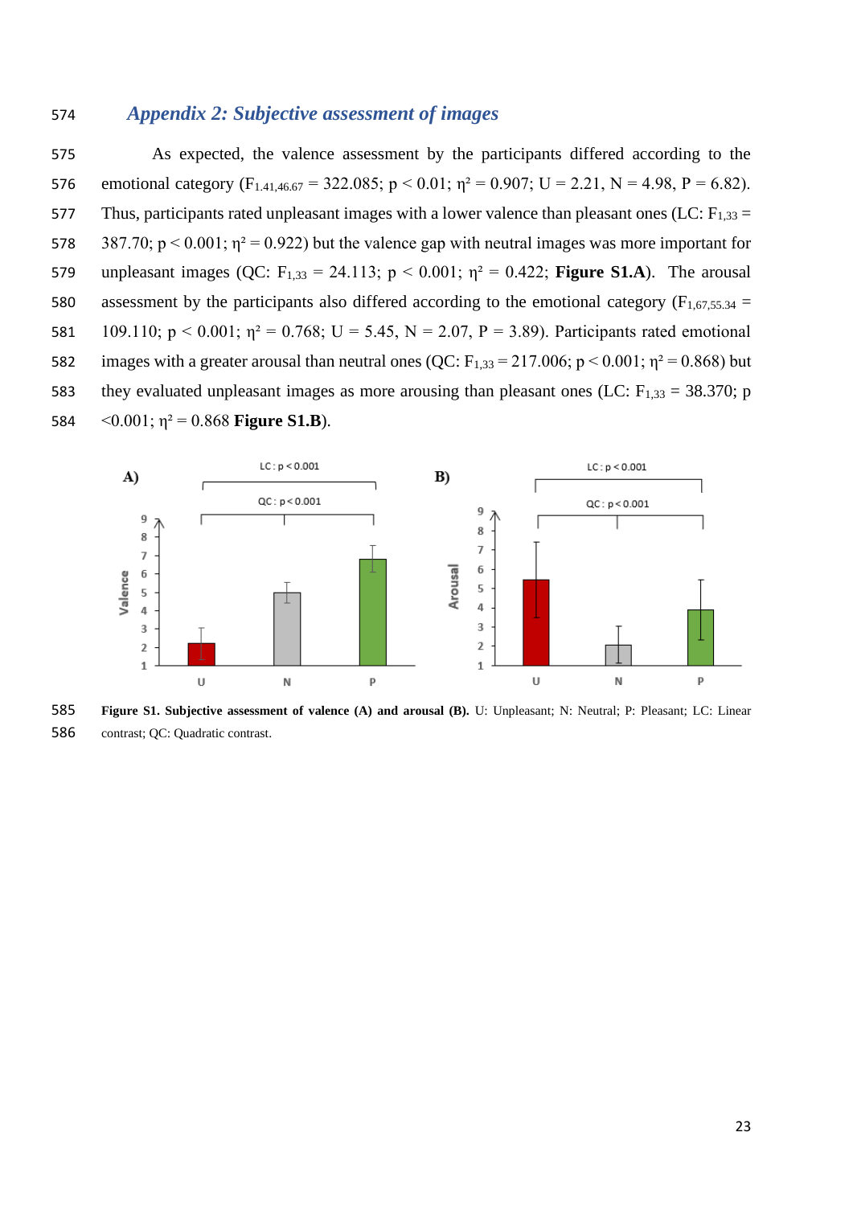## *Appendix 2: Subjective assessment of images*

As expected, the valence assessment by the participants differed according to the emotional category ($F_{1.41,46.67}$ = 322.085; $p < 0.01$; $\eta^2 = 0.907$; U = 2.21, N = 4.98, P = 6.82). Thus, participants rated unpleasant images with a lower valence than pleasant ones (LC: $F_{1,33}$ = 387.70; $p < 0.001$; $\eta^2 = 0.922$) but the valence gap with neutral images was more important for unpleasant images (QC: $F_{1,33}$ = 24.113; $p < 0.001$; $\eta^2 = 0.422$; **Figure S1.A**). The arousal assessment by the participants also differed according to the emotional category ($F_{1,67,55.34}$ = 109.110; $p < 0.001$; $\eta^2 = 0.768$; U = 5.45, N = 2.07, P = 3.89). Participants rated emotional images with a greater arousal than neutral ones (QC: $F_{1,33}$ = 217.006; $p < 0.001$; $\eta^2 = 0.868$) but they evaluated unpleasant images as more arousing than pleasant ones (LC: $F_{1,33}$ = 38.370; p <0.001; $\eta^2 = 0.868$ **Figure S1.B**).

A)

LC : p < 0.001

QC : p < 0.001

Valence

9
8
7
6
5
4
3
2
1

U N P

B)

LC : p < 0.001

QC : p < 0.001

Arousal

9
8
7
6
5
4
3
2
1

U N P

**Figure S1. Subjective assessment of valence (A) and arousal (B).** U: Unpleasant; N: Neutral; P: Pleasant; LC: Linear contrast; QC: Quadratic contrast.